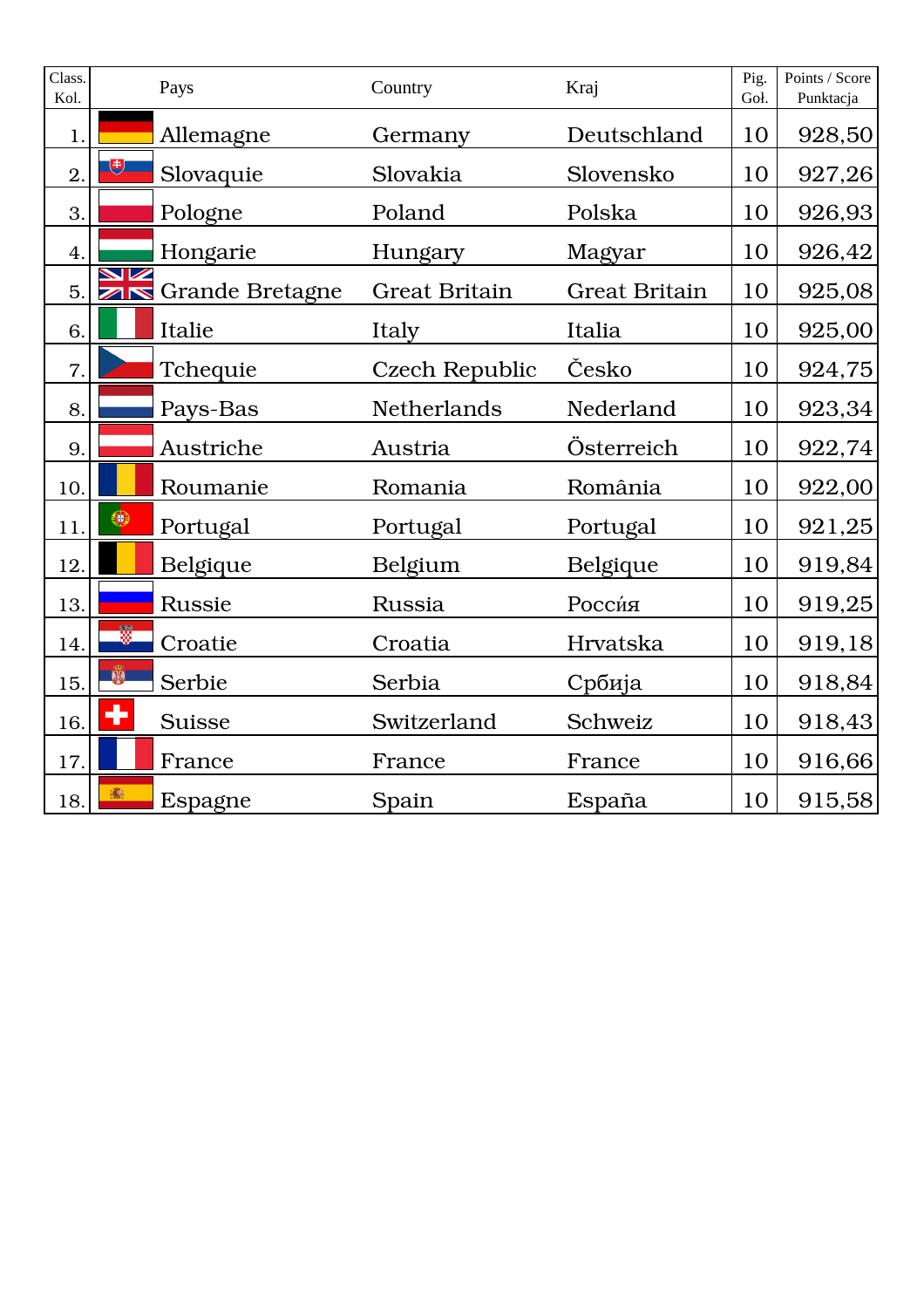| Class. Kol. | Pays | Country | Kraj | Pig. Goł. | Points / Score Punktacja |
|---|---|---|---|---|---|
| 1. | Allemagne | Germany | Deutschland | 10 | 928,50 |
| 2. | Slovaquie | Slovakia | Slovensko | 10 | 927,26 |
| 3. | Pologne | Poland | Polska | 10 | 926,93 |
| 4. | Hongarie | Hungary | Magyar | 10 | 926,42 |
| 5. | Grande Bretagne | Great Britain | Great Britain | 10 | 925,08 |
| 6. | Italie | Italy | Italia | 10 | 925,00 |
| 7. | Tchequie | Czech Republic | Česko | 10 | 924,75 |
| 8. | Pays-Bas | Netherlands | Nederland | 10 | 923,34 |
| 9. | Austriche | Austria | Österreich | 10 | 922,74 |
| 10. | Roumanie | Romania | România | 10 | 922,00 |
| 11. | Portugal | Portugal | Portugal | 10 | 921,25 |
| 12. | Belgique | Belgium | Belgique | 10 | 919,84 |
| 13. | Russie | Russia | Россúя | 10 | 919,25 |
| 14. | Croatie | Croatia | Hrvatska | 10 | 919,18 |
| 15. | Serbie | Serbia | Србија | 10 | 918,84 |
| 16. | Suisse | Switzerland | Schweiz | 10 | 918,43 |
| 17. | France | France | France | 10 | 916,66 |
| 18. | Espagne | Spain | España | 10 | 915,58 |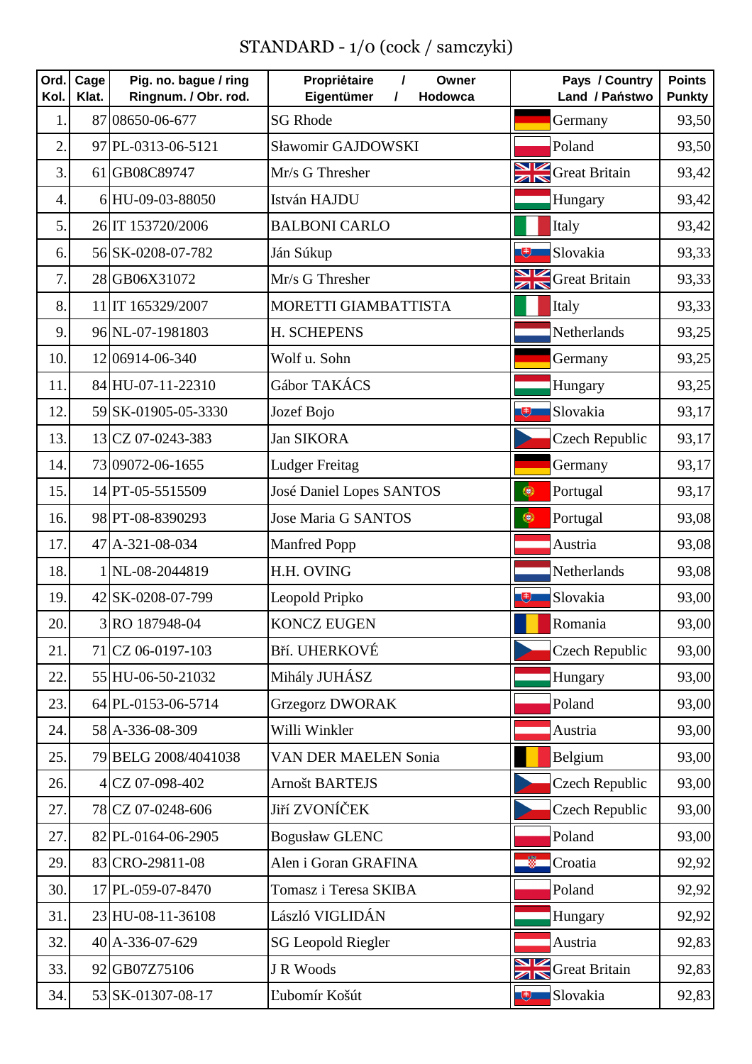# STANDARD - 1/0 (cock / samczyki)

| Ord. Kol. | Cage Klat. | Pig. no. bague / ring Ringnum. / Obr. rod. | Propriètaire / Owner Eigentümer / Hodowca | Pays / Country Land / Państwo | Points Punkty |
|---|---|---|---|---|---|
| 1. | 87 | 08650-06-677 | SG Rhode | Germany | 93,50 |
| 2. | 97 | PL-0313-06-5121 | Sławomir GAJDOWSKI | Poland | 93,50 |
| 3. | 61 | GB08C89747 | Mr/s G Thresher | Great Britain | 93,42 |
| 4. | 6 | HU-09-03-88050 | István HAJDU | Hungary | 93,42 |
| 5. | 26 | IT 153720/2006 | BALBONI CARLO | Italy | 93,42 |
| 6. | 56 | SK-0208-07-782 | Ján Súkup | Slovakia | 93,33 |
| 7. | 28 | GB06X31072 | Mr/s G Thresher | Great Britain | 93,33 |
| 8. | 11 | IT 165329/2007 | MORETTI GIAMBATTISTA | Italy | 93,33 |
| 9. | 96 | NL-07-1981803 | H. SCHEPENS | Netherlands | 93,25 |
| 10. | 12 | 06914-06-340 | Wolf u. Sohn | Germany | 93,25 |
| 11. | 84 | HU-07-11-22310 | Gábor TAKÁCS | Hungary | 93,25 |
| 12. | 59 | SK-01905-05-3330 | Jozef Bojo | Slovakia | 93,17 |
| 13. | 13 | CZ 07-0243-383 | Jan SIKORA | Czech Republic | 93,17 |
| 14. | 73 | 09072-06-1655 | Ludger Freitag | Germany | 93,17 |
| 15. | 14 | PT-05-5515509 | José Daniel Lopes SANTOS | Portugal | 93,17 |
| 16. | 98 | PT-08-8390293 | Jose Maria G SANTOS | Portugal | 93,08 |
| 17. | 47 | A-321-08-034 | Manfred Popp | Austria | 93,08 |
| 18. | 1 | NL-08-2044819 | H.H. OVING | Netherlands | 93,08 |
| 19. | 42 | SK-0208-07-799 | Leopold Pripko | Slovakia | 93,00 |
| 20. | 3 | RO 187948-04 | KONCZ EUGEN | Romania | 93,00 |
| 21. | 71 | CZ 06-0197-103 | Bří. UHERKOVÉ | Czech Republic | 93,00 |
| 22. | 55 | HU-06-50-21032 | Mihály JUHÁSZ | Hungary | 93,00 |
| 23. | 64 | PL-0153-06-5714 | Grzegorz DWORAK | Poland | 93,00 |
| 24. | 58 | A-336-08-309 | Willi Winkler | Austria | 93,00 |
| 25. | 79 | BELG 2008/4041038 | VAN DER MAELEN Sonia | Belgium | 93,00 |
| 26. | 4 | CZ 07-098-402 | Arnošt BARTEJS | Czech Republic | 93,00 |
| 27. | 78 | CZ 07-0248-606 | Jiří ZVONÍČEK | Czech Republic | 93,00 |
| 27. | 82 | PL-0164-06-2905 | Bogusław GLENC | Poland | 93,00 |
| 29. | 83 | CRO-29811-08 | Alen i Goran GRAFINA | Croatia | 92,92 |
| 30. | 17 | PL-059-07-8470 | Tomasz i Teresa SKIBA | Poland | 92,92 |
| 31. | 23 | HU-08-11-36108 | László VIGLIDÁN | Hungary | 92,92 |
| 32. | 40 | A-336-07-629 | SG Leopold Riegler | Austria | 92,83 |
| 33. | 92 | GB07Z75106 | J R Woods | Great Britain | 92,83 |
| 34. | 53 | SK-01307-08-17 | Ľubomír Košút | Slovakia | 92,83 |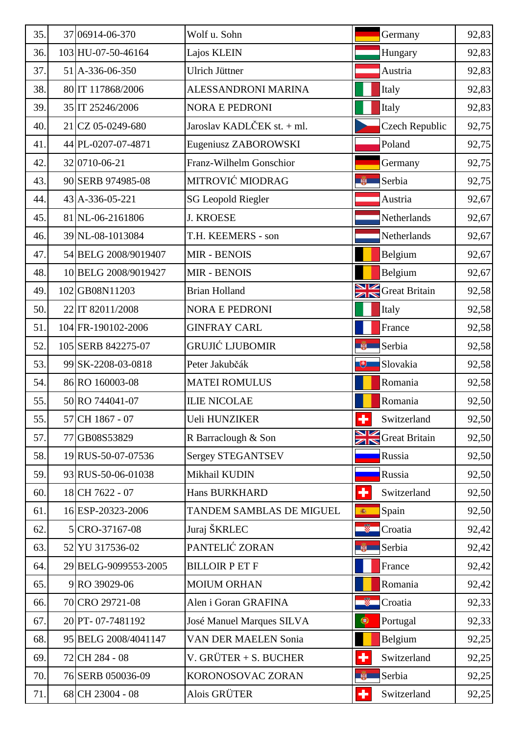| | | | | | |
|---|---|---|---|---|---|
| 35. | 37 | 06914-06-370 | Wolf u. Sohn | Germany | 92,83 |
| 36. | 103 | HU-07-50-46164 | Lajos KLEIN | Hungary | 92,83 |
| 37. | 51 | A-336-06-350 | Ulrich Jüttner | Austria | 92,83 |
| 38. | 80 | IT 117868/2006 | ALESSANDRONI MARINA | Italy | 92,83 |
| 39. | 35 | IT 25246/2006 | NORA E PEDRONI | Italy | 92,83 |
| 40. | 21 | CZ 05-0249-680 | Jaroslav KADLČEK st. + ml. | Czech Republic | 92,75 |
| 41. | 44 | PL-0207-07-4871 | Eugeniusz ZABOROWSKI | Poland | 92,75 |
| 42. | 32 | 0710-06-21 | Franz-Wilhelm Gonschior | Germany | 92,75 |
| 43. | 90 | SERB 974985-08 | MITROVIĆ MIODRAG | Serbia | 92,75 |
| 44. | 43 | A-336-05-221 | SG Leopold Riegler | Austria | 92,67 |
| 45. | 81 | NL-06-2161806 | J. KROESE | Netherlands | 92,67 |
| 46. | 39 | NL-08-1013084 | T.H. KEEMERS - son | Netherlands | 92,67 |
| 47. | 54 | BELG 2008/9019407 | MIR - BENOIS | Belgium | 92,67 |
| 48. | 10 | BELG 2008/9019427 | MIR - BENOIS | Belgium | 92,67 |
| 49. | 102 | GB08N11203 | Brian Holland | Great Britain | 92,58 |
| 50. | 22 | IT 82011/2008 | NORA E PEDRONI | Italy | 92,58 |
| 51. | 104 | FR-190102-2006 | GINFRAY CARL | France | 92,58 |
| 52. | 105 | SERB 842275-07 | GRUJIĆ LJUBOMIR | Serbia | 92,58 |
| 53. | 99 | SK-2208-03-0818 | Peter Jakubčák | Slovakia | 92,58 |
| 54. | 86 | RO 160003-08 | MATEI ROMULUS | Romania | 92,58 |
| 55. | 50 | RO 744041-07 | ILIE NICOLAE | Romania | 92,50 |
| 55. | 57 | CH 1867 - 07 | Ueli HUNZIKER | Switzerland | 92,50 |
| 57. | 77 | GB08S53829 | R Barraclough & Son | Great Britain | 92,50 |
| 58. | 19 | RUS-50-07-07536 | Sergey STEGANTSEV | Russia | 92,50 |
| 59. | 93 | RUS-50-06-01038 | Mikhail KUDIN | Russia | 92,50 |
| 60. | 18 | CH 7622 - 07 | Hans BURKHARD | Switzerland | 92,50 |
| 61. | 16 | ESP-20323-2006 | TANDEM SAMBLAS DE MIGUEL | Spain | 92,50 |
| 62. | 5 | CRO-37167-08 | Juraj ŠKRLEC | Croatia | 92,42 |
| 63. | 52 | YU 317536-02 | PANTELIĆ ZORAN | Serbia | 92,42 |
| 64. | 29 | BELG-9099553-2005 | BILLOIR P ET F | France | 92,42 |
| 65. | 9 | RO 39029-06 | MOIUM ORHAN | Romania | 92,42 |
| 66. | 70 | CRO 29721-08 | Alen i Goran GRAFINA | Croatia | 92,33 |
| 67. | 20 | PT- 07-7481192 | José Manuel Marques SILVA | Portugal | 92,33 |
| 68. | 95 | BELG 2008/4041147 | VAN DER MAELEN Sonia | Belgium | 92,25 |
| 69. | 72 | CH 284 - 08 | V. GRÜTER + S. BUCHER | Switzerland | 92,25 |
| 70. | 76 | SERB 050036-09 | KORONOSOVAC ZORAN | Serbia | 92,25 |
| 71. | 68 | CH 23004 - 08 | Alois GRÜTER | Switzerland | 92,25 |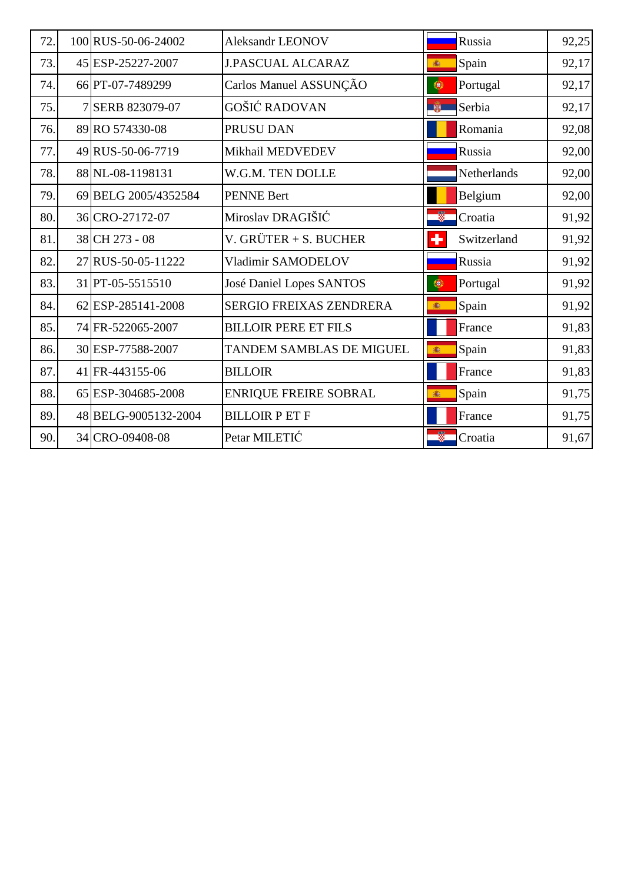| | | | | | |
|---|---|---|---|---|---|
| 72. | 100 | RUS-50-06-24002 | Aleksandr LEONOV | Russia | 92,25 |
| 73. | 45 | ESP-25227-2007 | J.PASCUAL ALCARAZ | Spain | 92,17 |
| 74. | 66 | PT-07-7489299 | Carlos Manuel ASSUNÇÃO | Portugal | 92,17 |
| 75. | 7 | SERB 823079-07 | GOŠIĆ RADOVAN | Serbia | 92,17 |
| 76. | 89 | RO 574330-08 | PRUSU DAN | Romania | 92,08 |
| 77. | 49 | RUS-50-06-7719 | Mikhail MEDVEDEV | Russia | 92,00 |
| 78. | 88 | NL-08-1198131 | W.G.M. TEN DOLLE | Netherlands | 92,00 |
| 79. | 69 | BELG 2005/4352584 | PENNE Bert | Belgium | 92,00 |
| 80. | 36 | CRO-27172-07 | Miroslav DRAGIŠIĆ | Croatia | 91,92 |
| 81. | 38 | CH 273 - 08 | V. GRÜTER + S. BUCHER | Switzerland | 91,92 |
| 82. | 27 | RUS-50-05-11222 | Vladimir SAMODELOV | Russia | 91,92 |
| 83. | 31 | PT-05-5515510 | José Daniel Lopes SANTOS | Portugal | 91,92 |
| 84. | 62 | ESP-285141-2008 | SERGIO FREIXAS ZENDRERA | Spain | 91,92 |
| 85. | 74 | FR-522065-2007 | BILLOIR PERE ET FILS | France | 91,83 |
| 86. | 30 | ESP-77588-2007 | TANDEM SAMBLAS DE MIGUEL | Spain | 91,83 |
| 87. | 41 | FR-443155-06 | BILLOIR | France | 91,83 |
| 88. | 65 | ESP-304685-2008 | ENRIQUE FREIRE SOBRAL | Spain | 91,75 |
| 89. | 48 | BELG-9005132-2004 | BILLOIR P ET F | France | 91,75 |
| 90. | 34 | CRO-09408-08 | Petar MILETIĆ | Croatia | 91,67 |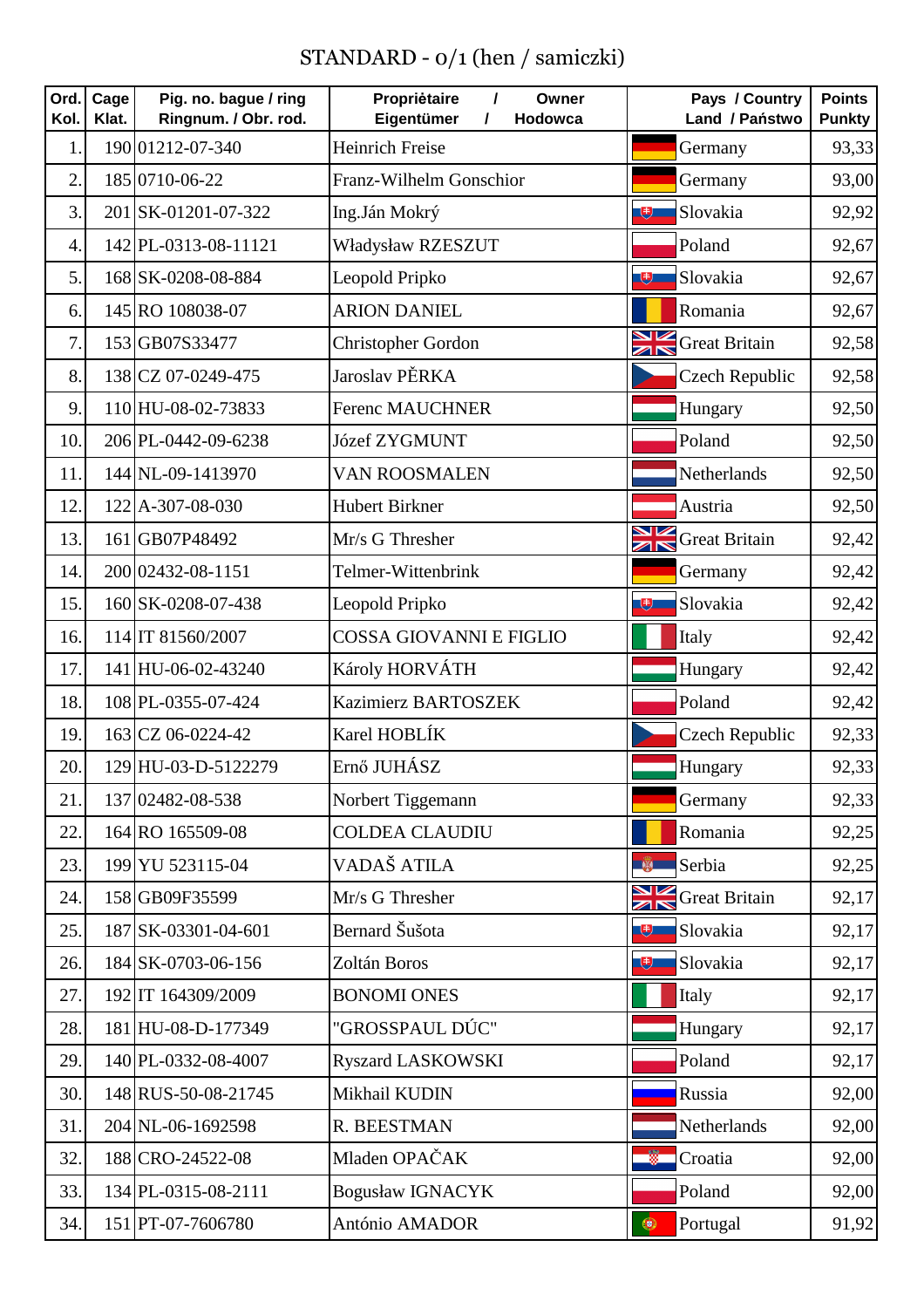# STANDARD - 0/1 (hen / samiczki)

| Ord. Kol. | Cage Klat. | Pig. no. bague / ring Ringnum. / Obr. rod. | Propriètaire / Owner Eigentümer / Hodowca | Pays / Country Land / Państwo | Points Punkty |
|---|---|---|---|---|---|
| 1. | 190 | 01212-07-340 | Heinrich Freise | Germany | 93,33 |
| 2. | 185 | 0710-06-22 | Franz-Wilhelm Gonschior | Germany | 93,00 |
| 3. | 201 | SK-01201-07-322 | Ing.Ján Mokrý | Slovakia | 92,92 |
| 4. | 142 | PL-0313-08-11121 | Władysław RZESZUT | Poland | 92,67 |
| 5. | 168 | SK-0208-08-884 | Leopold Pripko | Slovakia | 92,67 |
| 6. | 145 | RO 108038-07 | ARION DANIEL | Romania | 92,67 |
| 7. | 153 | GB07S33477 | Christopher Gordon | Great Britain | 92,58 |
| 8. | 138 | CZ 07-0249-475 | Jaroslav PĚRKA | Czech Republic | 92,58 |
| 9. | 110 | HU-08-02-73833 | Ferenc MAUCHNER | Hungary | 92,50 |
| 10. | 206 | PL-0442-09-6238 | Józef ZYGMUNT | Poland | 92,50 |
| 11. | 144 | NL-09-1413970 | VAN ROOSMALEN | Netherlands | 92,50 |
| 12. | 122 | A-307-08-030 | Hubert Birkner | Austria | 92,50 |
| 13. | 161 | GB07P48492 | Mr/s G Thresher | Great Britain | 92,42 |
| 14. | 200 | 02432-08-1151 | Telmer-Wittenbrink | Germany | 92,42 |
| 15. | 160 | SK-0208-07-438 | Leopold Pripko | Slovakia | 92,42 |
| 16. | 114 | IT 81560/2007 | COSSA GIOVANNI E FIGLIO | Italy | 92,42 |
| 17. | 141 | HU-06-02-43240 | Károly HORVÁTH | Hungary | 92,42 |
| 18. | 108 | PL-0355-07-424 | Kazimierz BARTOSZEK | Poland | 92,42 |
| 19. | 163 | CZ 06-0224-42 | Karel HOBLÍK | Czech Republic | 92,33 |
| 20. | 129 | HU-03-D-5122279 | Ernő JUHÁSZ | Hungary | 92,33 |
| 21. | 137 | 02482-08-538 | Norbert Tiggemann | Germany | 92,33 |
| 22. | 164 | RO 165509-08 | COLDEA CLAUDIU | Romania | 92,25 |
| 23. | 199 | YU 523115-04 | VADAŠ ATILA | Serbia | 92,25 |
| 24. | 158 | GB09F35599 | Mr/s G Thresher | Great Britain | 92,17 |
| 25. | 187 | SK-03301-04-601 | Bernard Šušota | Slovakia | 92,17 |
| 26. | 184 | SK-0703-06-156 | Zoltán Boros | Slovakia | 92,17 |
| 27. | 192 | IT 164309/2009 | BONOMI ONES | Italy | 92,17 |
| 28. | 181 | HU-08-D-177349 | "GROSSPAUL DÚC" | Hungary | 92,17 |
| 29. | 140 | PL-0332-08-4007 | Ryszard LASKOWSKI | Poland | 92,17 |
| 30. | 148 | RUS-50-08-21745 | Mikhail KUDIN | Russia | 92,00 |
| 31. | 204 | NL-06-1692598 | R. BEESTMAN | Netherlands | 92,00 |
| 32. | 188 | CRO-24522-08 | Mladen OPAČAK | Croatia | 92,00 |
| 33. | 134 | PL-0315-08-2111 | Bogusław IGNACYK | Poland | 92,00 |
| 34. | 151 | PT-07-7606780 | António AMADOR | Portugal | 91,92 |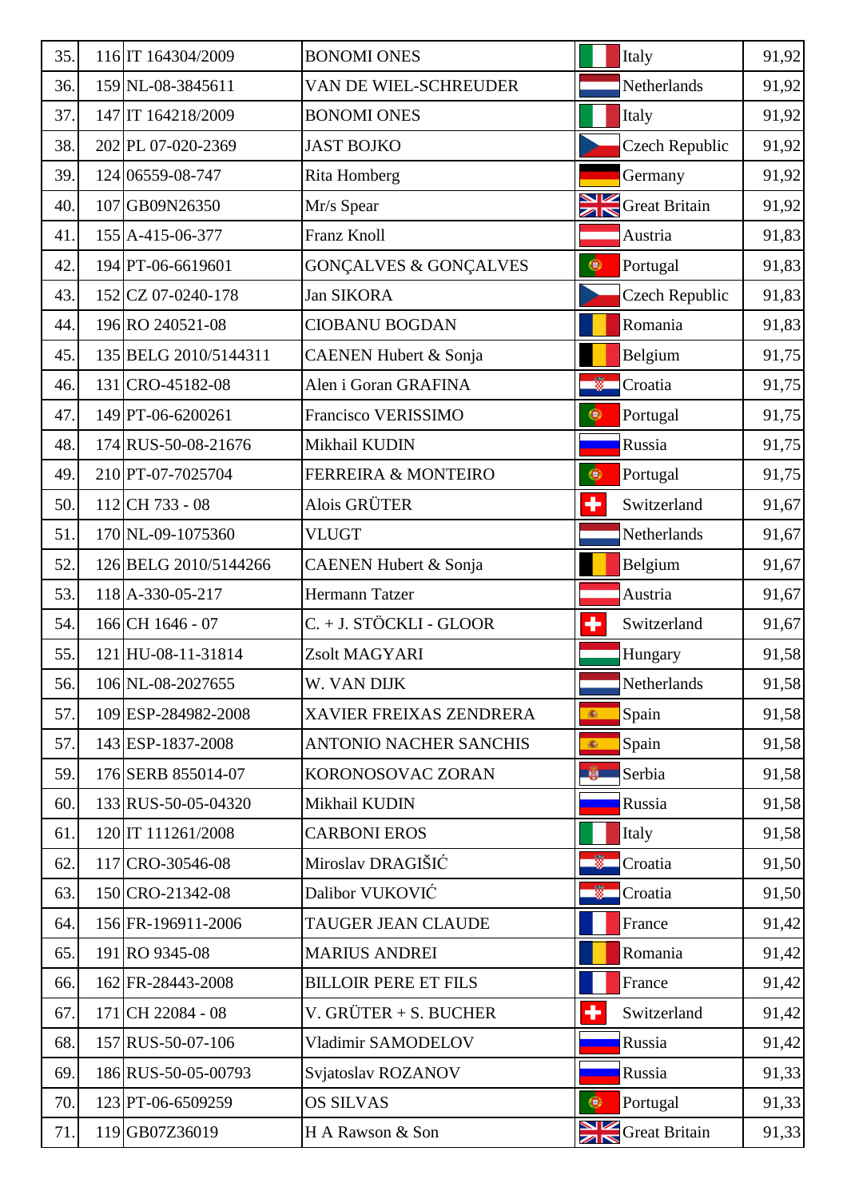| | | | | | |
|---|---|---|---|---|---|
| 35. | 116 | IT 164304/2009 | BONOMI ONES | Italy | 91,92 |
| 36. | 159 | NL-08-3845611 | VAN DE WIEL-SCHREUDER | Netherlands | 91,92 |
| 37. | 147 | IT 164218/2009 | BONOMI ONES | Italy | 91,92 |
| 38. | 202 | PL 07-020-2369 | JAST BOJKO | Czech Republic | 91,92 |
| 39. | 124 | 06559-08-747 | Rita Homberg | Germany | 91,92 |
| 40. | 107 | GB09N26350 | Mr/s Spear | Great Britain | 91,92 |
| 41. | 155 | A-415-06-377 | Franz Knoll | Austria | 91,83 |
| 42. | 194 | PT-06-6619601 | GONÇALVES & GONÇALVES | Portugal | 91,83 |
| 43. | 152 | CZ 07-0240-178 | Jan SIKORA | Czech Republic | 91,83 |
| 44. | 196 | RO 240521-08 | CIOBANU BOGDAN | Romania | 91,83 |
| 45. | 135 | BELG 2010/5144311 | CAENEN Hubert & Sonja | Belgium | 91,75 |
| 46. | 131 | CRO-45182-08 | Alen i Goran GRAFINA | Croatia | 91,75 |
| 47. | 149 | PT-06-6200261 | Francisco VERISSIMO | Portugal | 91,75 |
| 48. | 174 | RUS-50-08-21676 | Mikhail KUDIN | Russia | 91,75 |
| 49. | 210 | PT-07-7025704 | FERREIRA & MONTEIRO | Portugal | 91,75 |
| 50. | 112 | CH 733 - 08 | Alois GRÜTER | Switzerland | 91,67 |
| 51. | 170 | NL-09-1075360 | VLUGT | Netherlands | 91,67 |
| 52. | 126 | BELG 2010/5144266 | CAENEN Hubert & Sonja | Belgium | 91,67 |
| 53. | 118 | A-330-05-217 | Hermann Tatzer | Austria | 91,67 |
| 54. | 166 | CH 1646 - 07 | C. + J. STÖCKLI - GLOOR | Switzerland | 91,67 |
| 55. | 121 | HU-08-11-31814 | Zsolt MAGYARI | Hungary | 91,58 |
| 56. | 106 | NL-08-2027655 | W. VAN DIJK | Netherlands | 91,58 |
| 57. | 109 | ESP-284982-2008 | XAVIER FREIXAS ZENDRERA | Spain | 91,58 |
| 57. | 143 | ESP-1837-2008 | ANTONIO NACHER SANCHIS | Spain | 91,58 |
| 59. | 176 | SERB 855014-07 | KORONOSOVAC ZORAN | Serbia | 91,58 |
| 60. | 133 | RUS-50-05-04320 | Mikhail KUDIN | Russia | 91,58 |
| 61. | 120 | IT 111261/2008 | CARBONI EROS | Italy | 91,58 |
| 62. | 117 | CRO-30546-08 | Miroslav DRAGIŠIĆ | Croatia | 91,50 |
| 63. | 150 | CRO-21342-08 | Dalibor VUKOVIĆ | Croatia | 91,50 |
| 64. | 156 | FR-196911-2006 | TAUGER JEAN CLAUDE | France | 91,42 |
| 65. | 191 | RO 9345-08 | MARIUS ANDREI | Romania | 91,42 |
| 66. | 162 | FR-28443-2008 | BILLOIR PERE ET FILS | France | 91,42 |
| 67. | 171 | CH 22084 - 08 | V. GRÜTER + S. BUCHER | Switzerland | 91,42 |
| 68. | 157 | RUS-50-07-106 | Vladimir SAMODELOV | Russia | 91,42 |
| 69. | 186 | RUS-50-05-00793 | Svjatoslav ROZANOV | Russia | 91,33 |
| 70. | 123 | PT-06-6509259 | OS SILVAS | Portugal | 91,33 |
| 71. | 119 | GB07Z36019 | H A Rawson & Son | Great Britain | 91,33 |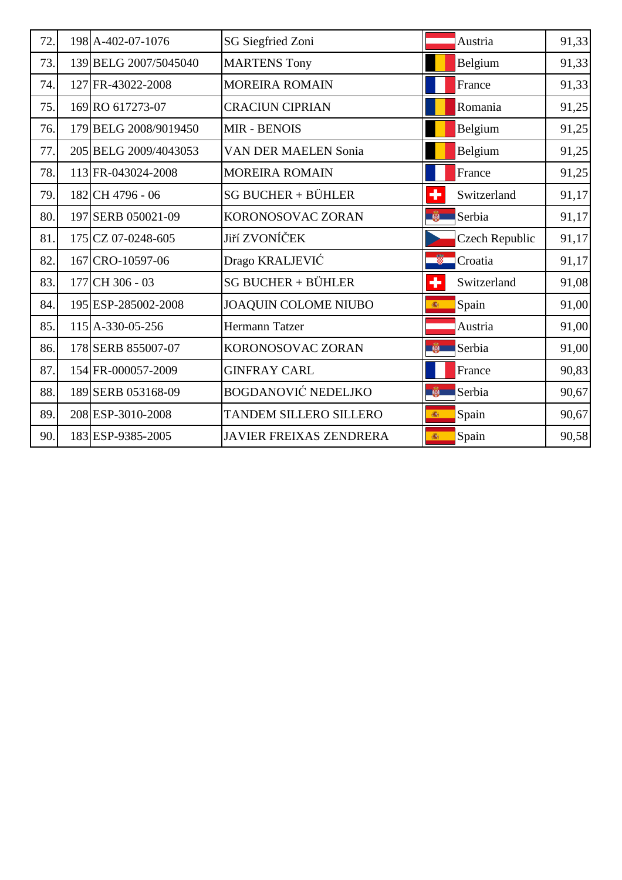| 72. | 198 | A-402-07-1076 | SG Siegfried Zoni | Austria | 91,33 |
|---|---|---|---|---|---|
| 73. | 139 | BELG 2007/5045040 | MARTENS Tony | Belgium | 91,33 |
| 74. | 127 | FR-43022-2008 | MOREIRA ROMAIN | France | 91,33 |
| 75. | 169 | RO 617273-07 | CRACIUN CIPRIAN | Romania | 91,25 |
| 76. | 179 | BELG 2008/9019450 | MIR - BENOIS | Belgium | 91,25 |
| 77. | 205 | BELG 2009/4043053 | VAN DER MAELEN Sonia | Belgium | 91,25 |
| 78. | 113 | FR-043024-2008 | MOREIRA ROMAIN | France | 91,25 |
| 79. | 182 | CH 4796 - 06 | SG BUCHER + BÜHLER | Switzerland | 91,17 |
| 80. | 197 | SERB 050021-09 | KORONOSOVAC ZORAN | Serbia | 91,17 |
| 81. | 175 | CZ 07-0248-605 | Jiří ZVONÍČEK | Czech Republic | 91,17 |
| 82. | 167 | CRO-10597-06 | Drago KRALJEVIĆ | Croatia | 91,17 |
| 83. | 177 | CH 306 - 03 | SG BUCHER + BÜHLER | Switzerland | 91,08 |
| 84. | 195 | ESP-285002-2008 | JOAQUIN COLOME NIUBO | Spain | 91,00 |
| 85. | 115 | A-330-05-256 | Hermann Tatzer | Austria | 91,00 |
| 86. | 178 | SERB 855007-07 | KORONOSOVAC ZORAN | Serbia | 91,00 |
| 87. | 154 | FR-000057-2009 | GINFRAY CARL | France | 90,83 |
| 88. | 189 | SERB 053168-09 | BOGDANOVIĆ NEDELJKO | Serbia | 90,67 |
| 89. | 208 | ESP-3010-2008 | TANDEM SILLERO SILLERO | Spain | 90,67 |
| 90. | 183 | ESP-9385-2005 | JAVIER FREIXAS ZENDRERA | Spain | 90,58 |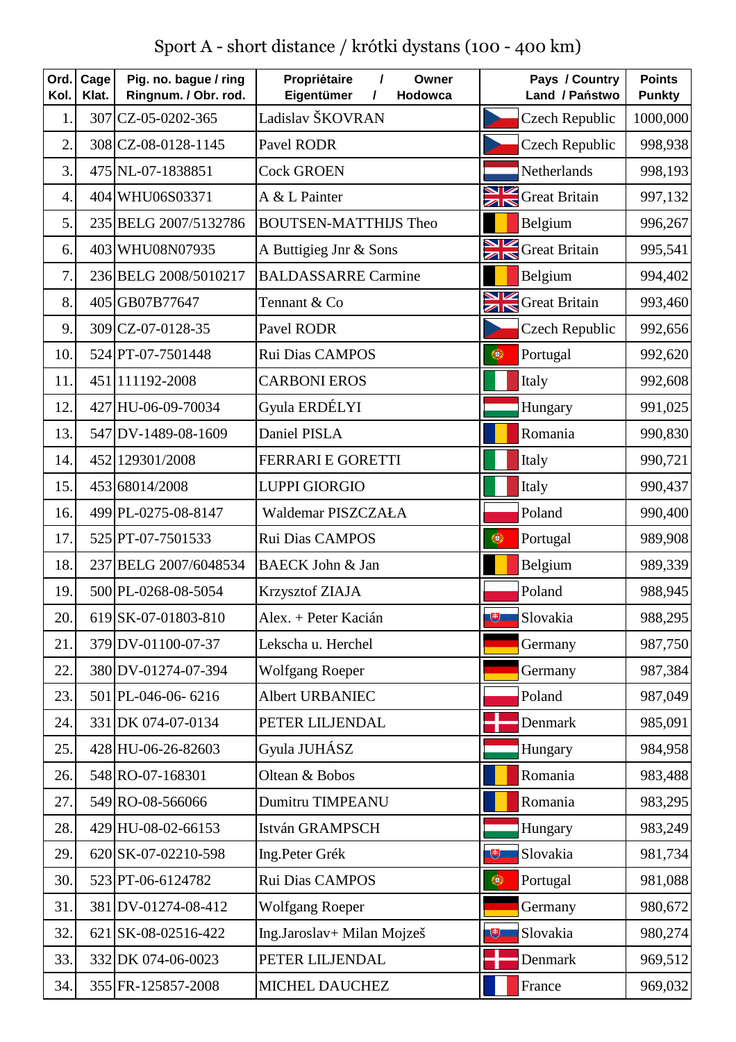# Sport A - short distance / krótki dystans (100 - 400 km)

| Ord. Kol. | Cage Klat. | Pig. no. bague / ring Ringnum. / Obr. rod. | Propriètaire / Owner Eigentümer / Hodowca | Pays / Country Land / Państwo | Points Punkty |
|---|---|---|---|---|---|
| 1. | 307 | CZ-05-0202-365 | Ladislav ŠKOVRAN | Czech Republic | 1000,000 |
| 2. | 308 | CZ-08-0128-1145 | Pavel RODR | Czech Republic | 998,938 |
| 3. | 475 | NL-07-1838851 | Cock GROEN | Netherlands | 998,193 |
| 4. | 404 | WHU06S03371 | A & L Painter | Great Britain | 997,132 |
| 5. | 235 | BELG 2007/5132786 | BOUTSEN-MATTHIJS Theo | Belgium | 996,267 |
| 6. | 403 | WHU08N07935 | A Buttigieg Jnr & Sons | Great Britain | 995,541 |
| 7. | 236 | BELG 2008/5010217 | BALDASSARRE Carmine | Belgium | 994,402 |
| 8. | 405 | GB07B77647 | Tennant & Co | Great Britain | 993,460 |
| 9. | 309 | CZ-07-0128-35 | Pavel RODR | Czech Republic | 992,656 |
| 10. | 524 | PT-07-7501448 | Rui Dias CAMPOS | Portugal | 992,620 |
| 11. | 451 | 111192-2008 | CARBONI EROS | Italy | 992,608 |
| 12. | 427 | HU-06-09-70034 | Gyula ERDÉLYI | Hungary | 991,025 |
| 13. | 547 | DV-1489-08-1609 | Daniel PISLA | Romania | 990,830 |
| 14. | 452 | 129301/2008 | FERRARI E GORETTI | Italy | 990,721 |
| 15. | 453 | 68014/2008 | LUPPI GIORGIO | Italy | 990,437 |
| 16. | 499 | PL-0275-08-8147 | Waldemar PISZCZAŁA | Poland | 990,400 |
| 17. | 525 | PT-07-7501533 | Rui Dias CAMPOS | Portugal | 989,908 |
| 18. | 237 | BELG 2007/6048534 | BAECK John & Jan | Belgium | 989,339 |
| 19. | 500 | PL-0268-08-5054 | Krzysztof ZIAJA | Poland | 988,945 |
| 20. | 619 | SK-07-01803-810 | Alex. + Peter Kacián | Slovakia | 988,295 |
| 21. | 379 | DV-01100-07-37 | Lekscha u. Herchel | Germany | 987,750 |
| 22. | 380 | DV-01274-07-394 | Wolfgang Roeper | Germany | 987,384 |
| 23. | 501 | PL-046-06- 6216 | Albert URBANIEC | Poland | 987,049 |
| 24. | 331 | DK 074-07-0134 | PETER LILJENDAL | Denmark | 985,091 |
| 25. | 428 | HU-06-26-82603 | Gyula JUHÁSZ | Hungary | 984,958 |
| 26. | 548 | RO-07-168301 | Oltean & Bobos | Romania | 983,488 |
| 27. | 549 | RO-08-566066 | Dumitru TIMPEANU | Romania | 983,295 |
| 28. | 429 | HU-08-02-66153 | István GRAMPSCH | Hungary | 983,249 |
| 29. | 620 | SK-07-02210-598 | Ing.Peter Grék | Slovakia | 981,734 |
| 30. | 523 | PT-06-6124782 | Rui Dias CAMPOS | Portugal | 981,088 |
| 31. | 381 | DV-01274-08-412 | Wolfgang Roeper | Germany | 980,672 |
| 32. | 621 | SK-08-02516-422 | Ing.Jaroslav+ Milan Mojzeš | Slovakia | 980,274 |
| 33. | 332 | DK 074-06-0023 | PETER LILJENDAL | Denmark | 969,512 |
| 34. | 355 | FR-125857-2008 | MICHEL DAUCHEZ | France | 969,032 |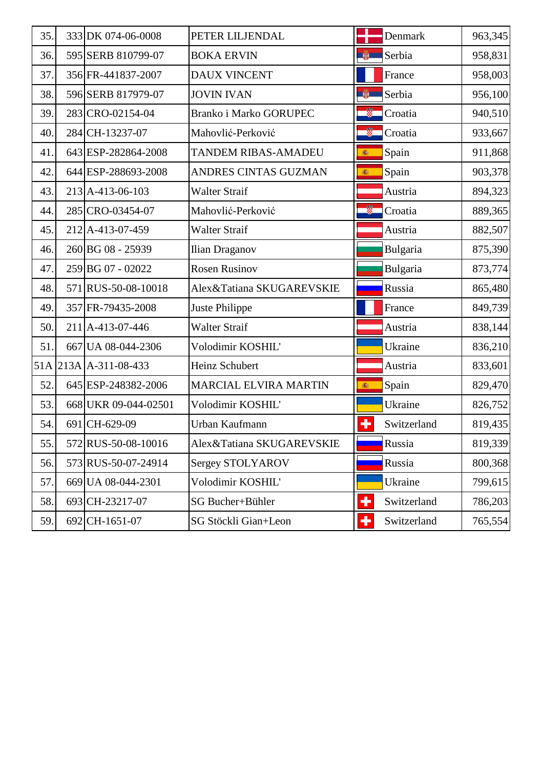| | | | | | |
|---|---|---|---|---|---|
| 35. | 333 | DK 074-06-0008 | PETER LILJENDAL | Denmark | 963,345 |
| 36. | 595 | SERB 810799-07 | BOKA ERVIN | Serbia | 958,831 |
| 37. | 356 | FR-441837-2007 | DAUX VINCENT | France | 958,003 |
| 38. | 596 | SERB 817979-07 | JOVIN IVAN | Serbia | 956,100 |
| 39. | 283 | CRO-02154-04 | Branko i Marko GORUPEC | Croatia | 940,510 |
| 40. | 284 | CH-13237-07 | Mahovlić-Perković | Croatia | 933,667 |
| 41. | 643 | ESP-282864-2008 | TANDEM RIBAS-AMADEU | Spain | 911,868 |
| 42. | 644 | ESP-288693-2008 | ANDRES CINTAS GUZMAN | Spain | 903,378 |
| 43. | 213 | A-413-06-103 | Walter Straif | Austria | 894,323 |
| 44. | 285 | CRO-03454-07 | Mahovlić-Perković | Croatia | 889,365 |
| 45. | 212 | A-413-07-459 | Walter Straif | Austria | 882,507 |
| 46. | 260 | BG 08 - 25939 | Ilian Draganov | Bulgaria | 875,390 |
| 47. | 259 | BG 07 - 02022 | Rosen Rusinov | Bulgaria | 873,774 |
| 48. | 571 | RUS-50-08-10018 | Alex&Tatiana SKUGAREVSKIE | Russia | 865,480 |
| 49. | 357 | FR-79435-2008 | Juste Philippe | France | 849,739 |
| 50. | 211 | A-413-07-446 | Walter Straif | Austria | 838,144 |
| 51. | 667 | UA 08-044-2306 | Volodimir KOSHIL' | Ukraine | 836,210 |
| 51A | 213A | A-311-08-433 | Heinz Schubert | Austria | 833,601 |
| 52. | 645 | ESP-248382-2006 | MARCIAL ELVIRA MARTIN | Spain | 829,470 |
| 53. | 668 | UKR 09-044-02501 | Volodimir KOSHIL' | Ukraine | 826,752 |
| 54. | 691 | CH-629-09 | Urban Kaufmann | Switzerland | 819,435 |
| 55. | 572 | RUS-50-08-10016 | Alex&Tatiana SKUGAREVSKIE | Russia | 819,339 |
| 56. | 573 | RUS-50-07-24914 | Sergey STOLYAROV | Russia | 800,368 |
| 57. | 669 | UA 08-044-2301 | Volodimir KOSHIL' | Ukraine | 799,615 |
| 58. | 693 | CH-23217-07 | SG Bucher+Bühler | Switzerland | 786,203 |
| 59. | 692 | CH-1651-07 | SG Stöckli Gian+Leon | Switzerland | 765,554 |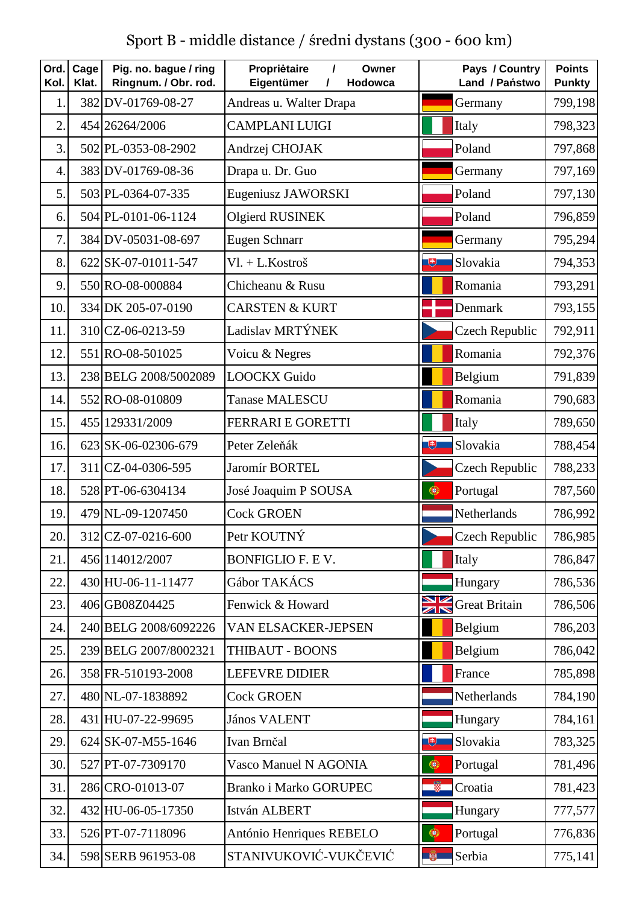# Sport B - middle distance / średni dystans (300 - 600 km)

| Ord. Kol. | Cage Klat. | Pig. no. bague / ring Ringnum. / Obr. rod. | Propriètaire / Owner Eigentümer / Hodowca | Pays / Country Land / Państwo | Points Punkty |
|---|---|---|---|---|---|
| 1. | 382 | DV-01769-08-27 | Andreas u. Walter Drapa | Germany | 799,198 |
| 2. | 454 | 26264/2006 | CAMPLANI LUIGI | Italy | 798,323 |
| 3. | 502 | PL-0353-08-2902 | Andrzej CHOJAK | Poland | 797,868 |
| 4. | 383 | DV-01769-08-36 | Drapa u. Dr. Guo | Germany | 797,169 |
| 5. | 503 | PL-0364-07-335 | Eugeniusz JAWORSKI | Poland | 797,130 |
| 6. | 504 | PL-0101-06-1124 | Olgierd RUSINEK | Poland | 796,859 |
| 7. | 384 | DV-05031-08-697 | Eugen Schnarr | Germany | 795,294 |
| 8. | 622 | SK-07-01011-547 | Vl. + L.Kostroš | Slovakia | 794,353 |
| 9. | 550 | RO-08-000884 | Chicheanu & Rusu | Romania | 793,291 |
| 10. | 334 | DK 205-07-0190 | CARSTEN & KURT | Denmark | 793,155 |
| 11. | 310 | CZ-06-0213-59 | Ladislav MRTÝNEK | Czech Republic | 792,911 |
| 12. | 551 | RO-08-501025 | Voicu & Negres | Romania | 792,376 |
| 13. | 238 | BELG 2008/5002089 | LOOCKX Guido | Belgium | 791,839 |
| 14. | 552 | RO-08-010809 | Tanase MALESCU | Romania | 790,683 |
| 15. | 455 | 129331/2009 | FERRARI E GORETTI | Italy | 789,650 |
| 16. | 623 | SK-06-02306-679 | Peter Zeleňák | Slovakia | 788,454 |
| 17. | 311 | CZ-04-0306-595 | Jaromír BORTEL | Czech Republic | 788,233 |
| 18. | 528 | PT-06-6304134 | José Joaquim P SOUSA | Portugal | 787,560 |
| 19. | 479 | NL-09-1207450 | Cock GROEN | Netherlands | 786,992 |
| 20. | 312 | CZ-07-0216-600 | Petr KOUTNÝ | Czech Republic | 786,985 |
| 21. | 456 | 114012/2007 | BONFIGLIO F. E V. | Italy | 786,847 |
| 22. | 430 | HU-06-11-11477 | Gábor TAKÁCS | Hungary | 786,536 |
| 23. | 406 | GB08Z04425 | Fenwick & Howard | Great Britain | 786,506 |
| 24. | 240 | BELG 2008/6092226 | VAN ELSACKER-JEPSEN | Belgium | 786,203 |
| 25. | 239 | BELG 2007/8002321 | THIBAUT - BOONS | Belgium | 786,042 |
| 26. | 358 | FR-510193-2008 | LEFEVRE DIDIER | France | 785,898 |
| 27. | 480 | NL-07-1838892 | Cock GROEN | Netherlands | 784,190 |
| 28. | 431 | HU-07-22-99695 | János VALENT | Hungary | 784,161 |
| 29. | 624 | SK-07-M55-1646 | Ivan Brnčal | Slovakia | 783,325 |
| 30. | 527 | PT-07-7309170 | Vasco Manuel N AGONIA | Portugal | 781,496 |
| 31. | 286 | CRO-01013-07 | Branko i Marko GORUPEC | Croatia | 781,423 |
| 32. | 432 | HU-06-05-17350 | István ALBERT | Hungary | 777,577 |
| 33. | 526 | PT-07-7118096 | António Henriques REBELO | Portugal | 776,836 |
| 34. | 598 | SERB 961953-08 | STANIVUKOVIĆ-VUKČEVIĆ | Serbia | 775,141 |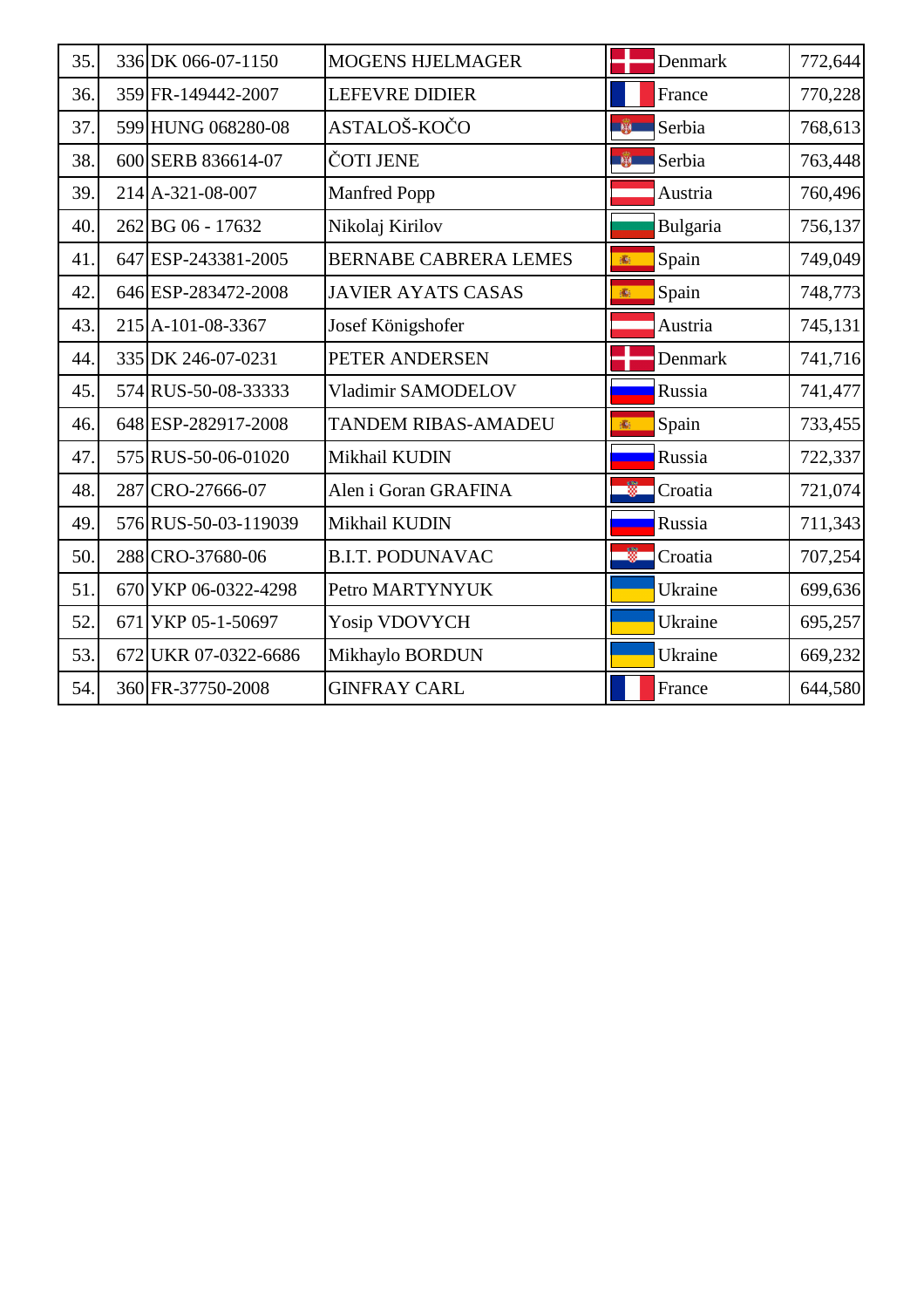| | | | | | |
|---|---|---|---|---|---|
| 35. | 336 | DK 066-07-1150 | MOGENS HJELMAGER | Denmark | 772,644 |
| 36. | 359 | FR-149442-2007 | LEFEVRE DIDIER | France | 770,228 |
| 37. | 599 | HUNG 068280-08 | ASTALOŠ-KOČO | Serbia | 768,613 |
| 38. | 600 | SERB 836614-07 | ČOTI JENE | Serbia | 763,448 |
| 39. | 214 | A-321-08-007 | Manfred Popp | Austria | 760,496 |
| 40. | 262 | BG 06 - 17632 | Nikolaj Kirilov | Bulgaria | 756,137 |
| 41. | 647 | ESP-243381-2005 | BERNABE CABRERA LEMES | Spain | 749,049 |
| 42. | 646 | ESP-283472-2008 | JAVIER AYATS CASAS | Spain | 748,773 |
| 43. | 215 | A-101-08-3367 | Josef Königshofer | Austria | 745,131 |
| 44. | 335 | DK 246-07-0231 | PETER ANDERSEN | Denmark | 741,716 |
| 45. | 574 | RUS-50-08-33333 | Vladimir SAMODELOV | Russia | 741,477 |
| 46. | 648 | ESP-282917-2008 | TANDEM RIBAS-AMADEU | Spain | 733,455 |
| 47. | 575 | RUS-50-06-01020 | Mikhail KUDIN | Russia | 722,337 |
| 48. | 287 | CRO-27666-07 | Alen i Goran GRAFINA | Croatia | 721,074 |
| 49. | 576 | RUS-50-03-119039 | Mikhail KUDIN | Russia | 711,343 |
| 50. | 288 | CRO-37680-06 | B.I.T. PODUNAVAC | Croatia | 707,254 |
| 51. | 670 | УКР 06-0322-4298 | Petro MARTYNYUK | Ukraine | 699,636 |
| 52. | 671 | УКР 05-1-50697 | Yosip VDOVYCH | Ukraine | 695,257 |
| 53. | 672 | UKR 07-0322-6686 | Mikhaylo BORDUN | Ukraine | 669,232 |
| 54. | 360 | FR-37750-2008 | GINFRAY CARL | France | 644,580 |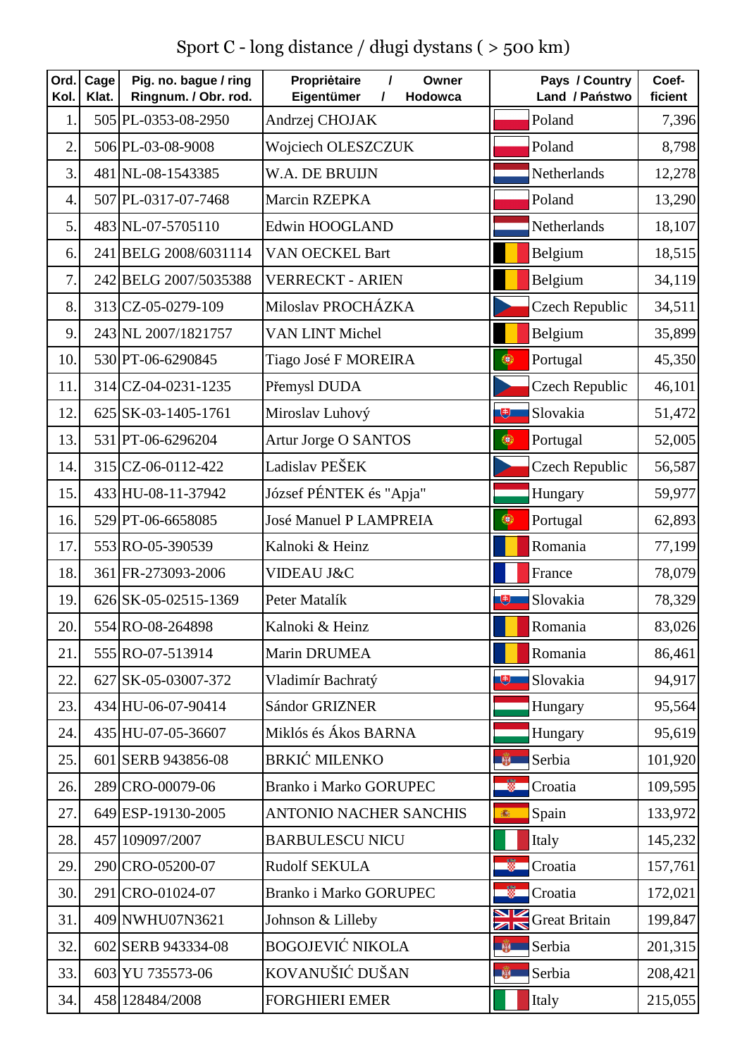# Sport C - long distance / długi dystans ( > 500 km)

| Ord. Kol. | Cage Klat. | Pig. no. bague / ring Ringnum. / Obr. rod. | Propriètaire / Owner Eigentümer / Hodowca | Pays / Country Land / Państwo | Coef- ficient |
|---|---|---|---|---|---|
| 1. | 505 | PL-0353-08-2950 | Andrzej CHOJAK | Poland | 7,396 |
| 2. | 506 | PL-03-08-9008 | Wojciech OLESZCZUK | Poland | 8,798 |
| 3. | 481 | NL-08-1543385 | W.A. DE BRUIJN | Netherlands | 12,278 |
| 4. | 507 | PL-0317-07-7468 | Marcin RZEPKA | Poland | 13,290 |
| 5. | 483 | NL-07-5705110 | Edwin HOOGLAND | Netherlands | 18,107 |
| 6. | 241 | BELG 2008/6031114 | VAN OECKEL Bart | Belgium | 18,515 |
| 7. | 242 | BELG 2007/5035388 | VERRECKT - ARIEN | Belgium | 34,119 |
| 8. | 313 | CZ-05-0279-109 | Miloslav PROCHÁZKA | Czech Republic | 34,511 |
| 9. | 243 | NL 2007/1821757 | VAN LINT Michel | Belgium | 35,899 |
| 10. | 530 | PT-06-6290845 | Tiago José F MOREIRA | Portugal | 45,350 |
| 11. | 314 | CZ-04-0231-1235 | Přemysl DUDA | Czech Republic | 46,101 |
| 12. | 625 | SK-03-1405-1761 | Miroslav Luhový | Slovakia | 51,472 |
| 13. | 531 | PT-06-6296204 | Artur Jorge O SANTOS | Portugal | 52,005 |
| 14. | 315 | CZ-06-0112-422 | Ladislav PEŠEK | Czech Republic | 56,587 |
| 15. | 433 | HU-08-11-37942 | József PÉNTEK és "Apja" | Hungary | 59,977 |
| 16. | 529 | PT-06-6658085 | José Manuel P LAMPREIA | Portugal | 62,893 |
| 17. | 553 | RO-05-390539 | Kalnoki & Heinz | Romania | 77,199 |
| 18. | 361 | FR-273093-2006 | VIDEAU J&C | France | 78,079 |
| 19. | 626 | SK-05-02515-1369 | Peter Matalík | Slovakia | 78,329 |
| 20. | 554 | RO-08-264898 | Kalnoki & Heinz | Romania | 83,026 |
| 21. | 555 | RO-07-513914 | Marin DRUMEA | Romania | 86,461 |
| 22. | 627 | SK-05-03007-372 | Vladimír Bachratý | Slovakia | 94,917 |
| 23. | 434 | HU-06-07-90414 | Sándor GRIZNER | Hungary | 95,564 |
| 24. | 435 | HU-07-05-36607 | Miklós és Ákos BARNA | Hungary | 95,619 |
| 25. | 601 | SERB 943856-08 | BRKIĆ MILENKO | Serbia | 101,920 |
| 26. | 289 | CRO-00079-06 | Branko i Marko GORUPEC | Croatia | 109,595 |
| 27. | 649 | ESP-19130-2005 | ANTONIO NACHER SANCHIS | Spain | 133,972 |
| 28. | 457 | 109097/2007 | BARBULESCU NICU | Italy | 145,232 |
| 29. | 290 | CRO-05200-07 | Rudolf SEKULA | Croatia | 157,761 |
| 30. | 291 | CRO-01024-07 | Branko i Marko GORUPEC | Croatia | 172,021 |
| 31. | 409 | NWHU07N3621 | Johnson & Lilleby | Great Britain | 199,847 |
| 32. | 602 | SERB 943334-08 | BOGOJEVIĆ NIKOLA | Serbia | 201,315 |
| 33. | 603 | YU 735573-06 | KOVANUŠIĆ DUŠAN | Serbia | 208,421 |
| 34. | 458 | 128484/2008 | FORGHIERI EMER | Italy | 215,055 |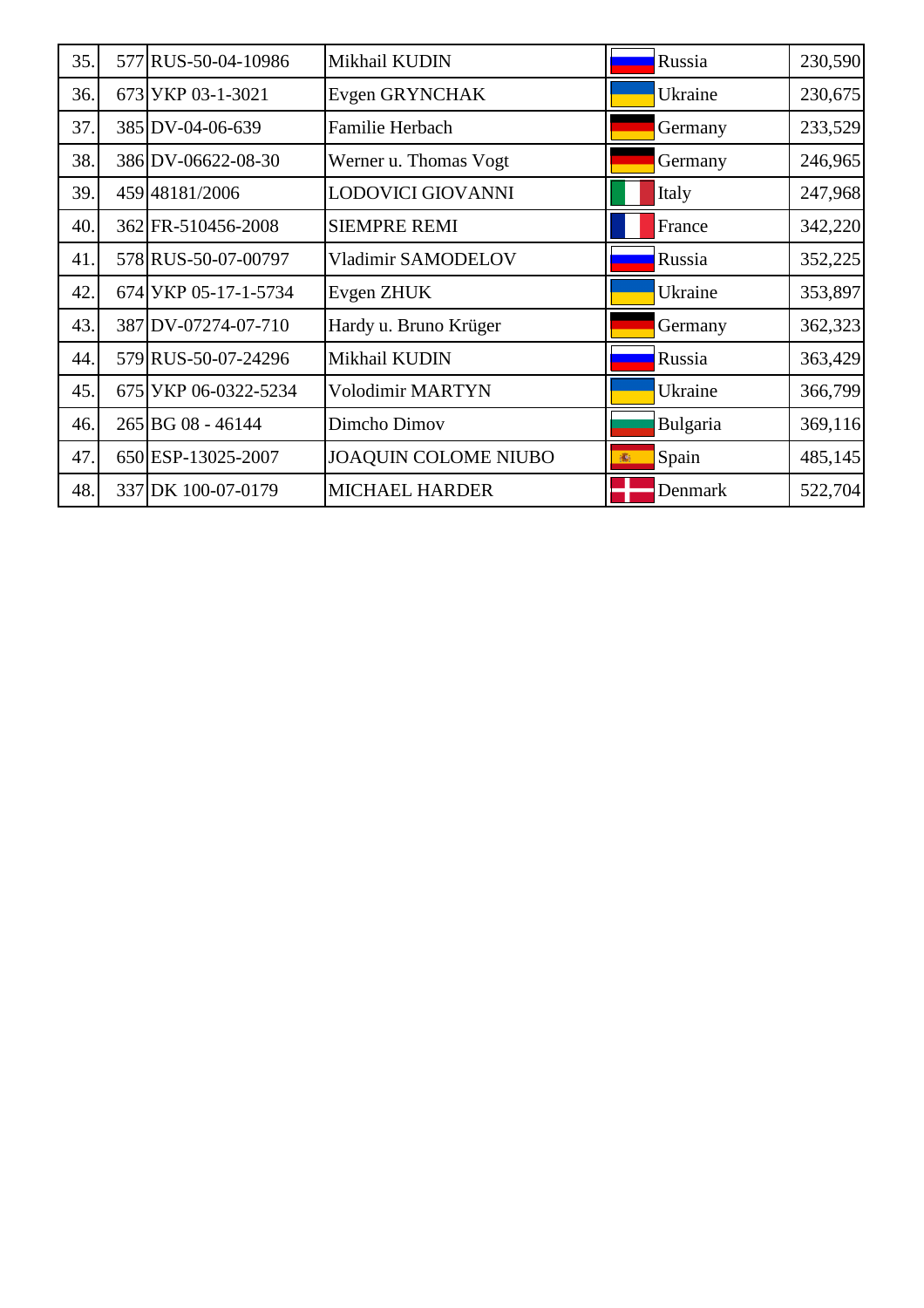| | | | | | |
|---|---|---|---|---|---|
| 35. | 577 | RUS-50-04-10986 | Mikhail KUDIN | Russia | 230,590 |
| 36. | 673 | УКР 03-1-3021 | Evgen GRYNCHAK | Ukraine | 230,675 |
| 37. | 385 | DV-04-06-639 | Familie Herbach | Germany | 233,529 |
| 38. | 386 | DV-06622-08-30 | Werner u. Thomas Vogt | Germany | 246,965 |
| 39. | 459 | 48181/2006 | LODOVICI GIOVANNI | Italy | 247,968 |
| 40. | 362 | FR-510456-2008 | SIEMPRE REMI | France | 342,220 |
| 41. | 578 | RUS-50-07-00797 | Vladimir SAMODELOV | Russia | 352,225 |
| 42. | 674 | УКР 05-17-1-5734 | Evgen ZHUK | Ukraine | 353,897 |
| 43. | 387 | DV-07274-07-710 | Hardy u. Bruno Krüger | Germany | 362,323 |
| 44. | 579 | RUS-50-07-24296 | Mikhail KUDIN | Russia | 363,429 |
| 45. | 675 | УКР 06-0322-5234 | Volodimir MARTYN | Ukraine | 366,799 |
| 46. | 265 | BG 08 - 46144 | Dimcho Dimov | Bulgaria | 369,116 |
| 47. | 650 | ESP-13025-2007 | JOAQUIN COLOME NIUBO | Spain | 485,145 |
| 48. | 337 | DK 100-07-0179 | MICHAEL HARDER | Denmark | 522,704 |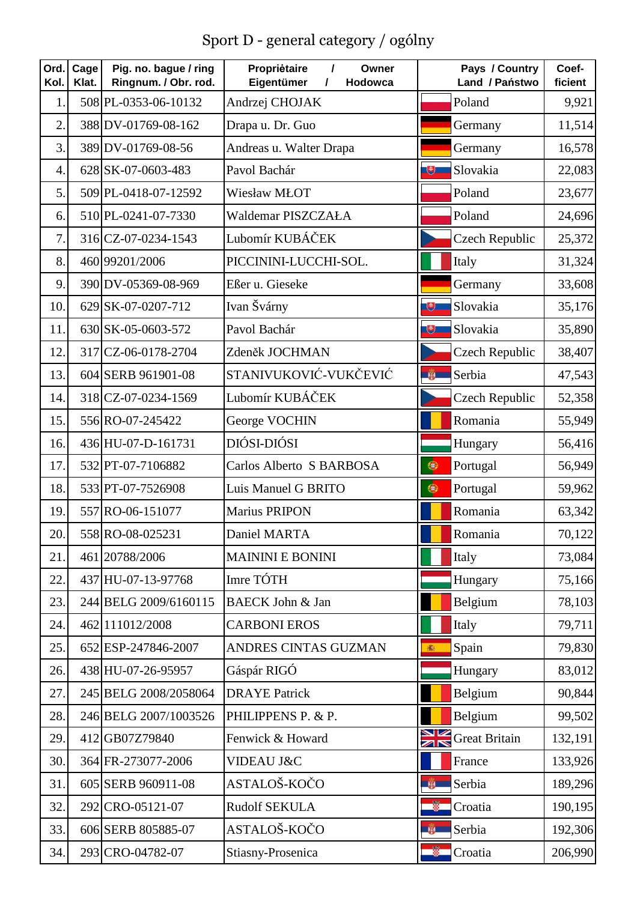# Sport D - general category / ogólny

| Ord. Kol. | Cage Klat. | Pig. no. bague / ring Ringnum. / Obr. rod. | Propriètaire / Owner Eigentümer / Hodowca | Pays / Country Land / Państwo | Coef-ficient |
|---|---|---|---|---|---|
| 1. | 508 | PL-0353-06-10132 | Andrzej CHOJAK | Poland | 9,921 |
| 2. | 388 | DV-01769-08-162 | Drapa u. Dr. Guo | Germany | 11,514 |
| 3. | 389 | DV-01769-08-56 | Andreas u. Walter Drapa | Germany | 16,578 |
| 4. | 628 | SK-07-0603-483 | Pavol Bachár | Slovakia | 22,083 |
| 5. | 509 | PL-0418-07-12592 | Wiesław MŁOT | Poland | 23,677 |
| 6. | 510 | PL-0241-07-7330 | Waldemar PISZCZAŁA | Poland | 24,696 |
| 7. | 316 | CZ-07-0234-1543 | Lubomír KUBÁČEK | Czech Republic | 25,372 |
| 8. | 460 | 99201/2006 | PICCININI-LUCCHI-SOL. | Italy | 31,324 |
| 9. | 390 | DV-05369-08-969 | Eßer u. Gieseke | Germany | 33,608 |
| 10. | 629 | SK-07-0207-712 | Ivan Švárny | Slovakia | 35,176 |
| 11. | 630 | SK-05-0603-572 | Pavol Bachár | Slovakia | 35,890 |
| 12. | 317 | CZ-06-0178-2704 | Zdeněk JOCHMAN | Czech Republic | 38,407 |
| 13. | 604 | SERB 961901-08 | STANIVUKOVIĆ-VUKČEVIĆ | Serbia | 47,543 |
| 14. | 318 | CZ-07-0234-1569 | Lubomír KUBÁČEK | Czech Republic | 52,358 |
| 15. | 556 | RO-07-245422 | George VOCHIN | Romania | 55,949 |
| 16. | 436 | HU-07-D-161731 | DIÓSI-DIÓSI | Hungary | 56,416 |
| 17. | 532 | PT-07-7106882 | Carlos Alberto S BARBOSA | Portugal | 56,949 |
| 18. | 533 | PT-07-7526908 | Luis Manuel G BRITO | Portugal | 59,962 |
| 19. | 557 | RO-06-151077 | Marius PRIPON | Romania | 63,342 |
| 20. | 558 | RO-08-025231 | Daniel MARTA | Romania | 70,122 |
| 21. | 461 | 20788/2006 | MAININI E BONINI | Italy | 73,084 |
| 22. | 437 | HU-07-13-97768 | Imre TÓTH | Hungary | 75,166 |
| 23. | 244 | BELG 2009/6160115 | BAECK John & Jan | Belgium | 78,103 |
| 24. | 462 | 111012/2008 | CARBONI EROS | Italy | 79,711 |
| 25. | 652 | ESP-247846-2007 | ANDRES CINTAS GUZMAN | Spain | 79,830 |
| 26. | 438 | HU-07-26-95957 | Gáspár RIGÓ | Hungary | 83,012 |
| 27. | 245 | BELG 2008/2058064 | DRAYE Patrick | Belgium | 90,844 |
| 28. | 246 | BELG 2007/1003526 | PHILIPPENS P. & P. | Belgium | 99,502 |
| 29. | 412 | GB07Z79840 | Fenwick & Howard | Great Britain | 132,191 |
| 30. | 364 | FR-273077-2006 | VIDEAU J&C | France | 133,926 |
| 31. | 605 | SERB 960911-08 | ASTALOŠ-KOČO | Serbia | 189,296 |
| 32. | 292 | CRO-05121-07 | Rudolf SEKULA | Croatia | 190,195 |
| 33. | 606 | SERB 805885-07 | ASTALOŠ-KOČO | Serbia | 192,306 |
| 34. | 293 | CRO-04782-07 | Stiasny-Prosenica | Croatia | 206,990 |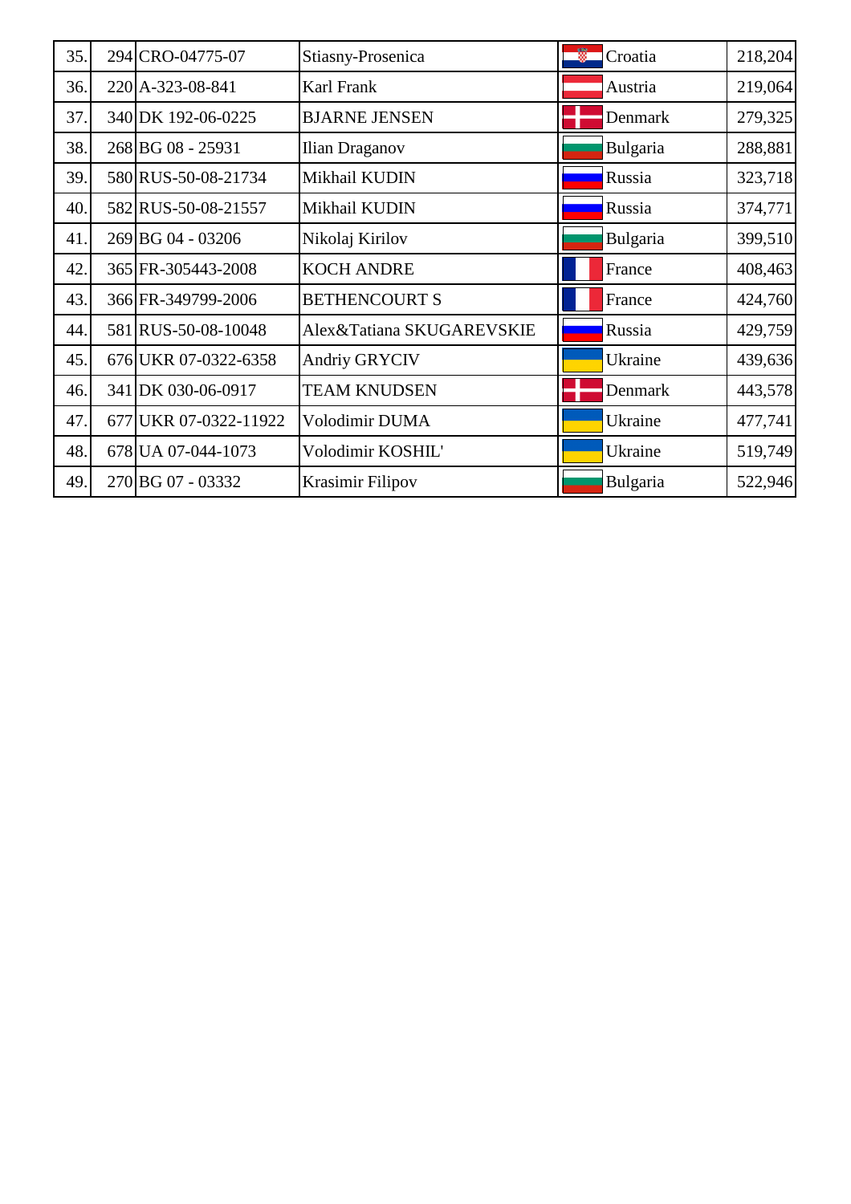| 35. | 294 | CRO-04775-07 | Stiasny-Prosenica | Croatia | 218,204 |
|---|---|---|---|---|---|
| 36. | 220 | A-323-08-841 | Karl Frank | Austria | 219,064 |
| 37. | 340 | DK 192-06-0225 | BJARNE JENSEN | Denmark | 279,325 |
| 38. | 268 | BG 08 - 25931 | Ilian Draganov | Bulgaria | 288,881 |
| 39. | 580 | RUS-50-08-21734 | Mikhail KUDIN | Russia | 323,718 |
| 40. | 582 | RUS-50-08-21557 | Mikhail KUDIN | Russia | 374,771 |
| 41. | 269 | BG 04 - 03206 | Nikolaj Kirilov | Bulgaria | 399,510 |
| 42. | 365 | FR-305443-2008 | KOCH ANDRE | France | 408,463 |
| 43. | 366 | FR-349799-2006 | BETHENCOURT S | France | 424,760 |
| 44. | 581 | RUS-50-08-10048 | Alex&Tatiana SKUGAREVSKIE | Russia | 429,759 |
| 45. | 676 | UKR 07-0322-6358 | Andriy GRYCIV | Ukraine | 439,636 |
| 46. | 341 | DK 030-06-0917 | TEAM KNUDSEN | Denmark | 443,578 |
| 47. | 677 | UKR 07-0322-11922 | Volodimir DUMA | Ukraine | 477,741 |
| 48. | 678 | UA 07-044-1073 | Volodimir KOSHIL' | Ukraine | 519,749 |
| 49. | 270 | BG 07 - 03332 | Krasimir Filipov | Bulgaria | 522,946 |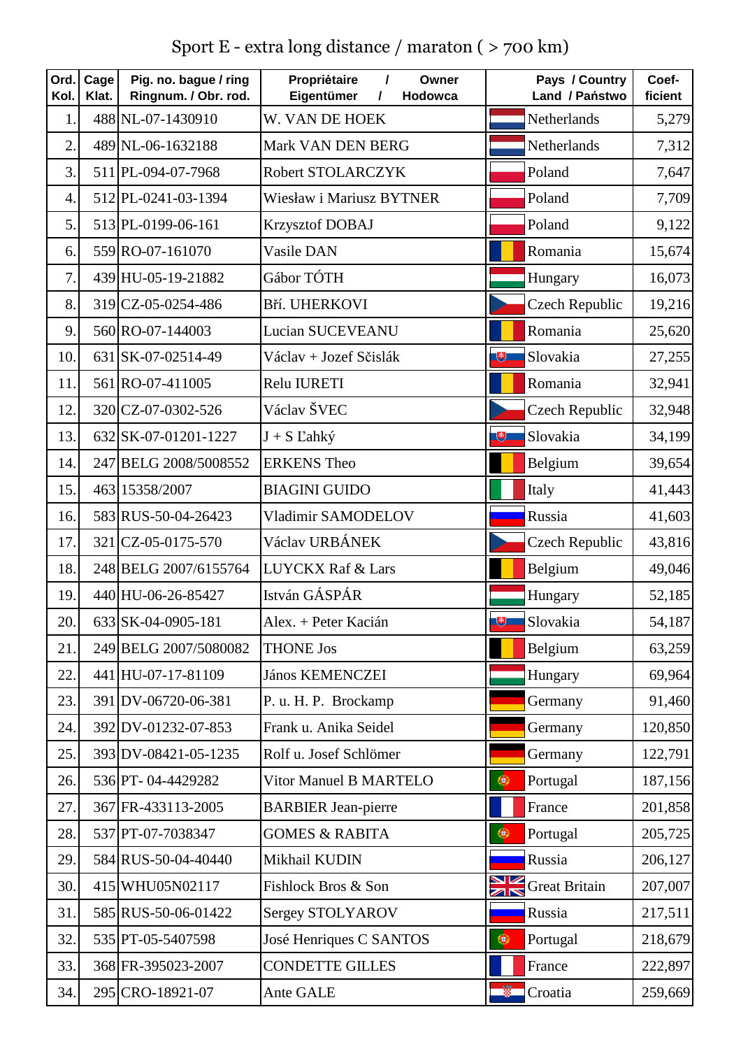# Sport E - extra long distance / maraton ( > 700 km)

| Ord. Kol. | Cage Klat. | Pig. no. bague / ring Ringnum. / Obr. rod. | Propriètaire / Owner Eigentümer / Hodowca | Pays / Country Land / Państwo | Coef-ficient |
|---|---|---|---|---|---|
| 1. | 488 | NL-07-1430910 | W. VAN DE HOEK | Netherlands | 5,279 |
| 2. | 489 | NL-06-1632188 | Mark VAN DEN BERG | Netherlands | 7,312 |
| 3. | 511 | PL-094-07-7968 | Robert STOLARCZYK | Poland | 7,647 |
| 4. | 512 | PL-0241-03-1394 | Wiesław i Mariusz BYTNER | Poland | 7,709 |
| 5. | 513 | PL-0199-06-161 | Krzysztof DOBAJ | Poland | 9,122 |
| 6. | 559 | RO-07-161070 | Vasile DAN | Romania | 15,674 |
| 7. | 439 | HU-05-19-21882 | Gábor TÓTH | Hungary | 16,073 |
| 8. | 319 | CZ-05-0254-486 | Bří. UHERKOVI | Czech Republic | 19,216 |
| 9. | 560 | RO-07-144003 | Lucian SUCEVEANU | Romania | 25,620 |
| 10. | 631 | SK-07-02514-49 | Václav + Jozef Ščislák | Slovakia | 27,255 |
| 11. | 561 | RO-07-411005 | Relu IURETI | Romania | 32,941 |
| 12. | 320 | CZ-07-0302-526 | Václav ŠVEC | Czech Republic | 32,948 |
| 13. | 632 | SK-07-01201-1227 | J + S Ľahký | Slovakia | 34,199 |
| 14. | 247 | BELG 2008/5008552 | ERKENS Theo | Belgium | 39,654 |
| 15. | 463 | 15358/2007 | BIAGINI GUIDO | Italy | 41,443 |
| 16. | 583 | RUS-50-04-26423 | Vladimir SAMODELOV | Russia | 41,603 |
| 17. | 321 | CZ-05-0175-570 | Václav URBÁNEK | Czech Republic | 43,816 |
| 18. | 248 | BELG 2007/6155764 | LUYCKX Raf & Lars | Belgium | 49,046 |
| 19. | 440 | HU-06-26-85427 | István GÁSPÁR | Hungary | 52,185 |
| 20. | 633 | SK-04-0905-181 | Alex. + Peter Kacián | Slovakia | 54,187 |
| 21. | 249 | BELG 2007/5080082 | THONE Jos | Belgium | 63,259 |
| 22. | 441 | HU-07-17-81109 | János KEMENCZEI | Hungary | 69,964 |
| 23. | 391 | DV-06720-06-381 | P. u. H. P. Brockamp | Germany | 91,460 |
| 24. | 392 | DV-01232-07-853 | Frank u. Anika Seidel | Germany | 120,850 |
| 25. | 393 | DV-08421-05-1235 | Rolf u. Josef Schlömer | Germany | 122,791 |
| 26. | 536 | PT- 04-4429282 | Vitor Manuel B MARTELO | Portugal | 187,156 |
| 27. | 367 | FR-433113-2005 | BARBIER Jean-pierre | France | 201,858 |
| 28. | 537 | PT-07-7038347 | GOMES & RABITA | Portugal | 205,725 |
| 29. | 584 | RUS-50-04-40440 | Mikhail KUDIN | Russia | 206,127 |
| 30. | 415 | WHU05N02117 | Fishlock Bros & Son | Great Britain | 207,007 |
| 31. | 585 | RUS-50-06-01422 | Sergey STOLYAROV | Russia | 217,511 |
| 32. | 535 | PT-05-5407598 | José Henriques C SANTOS | Portugal | 218,679 |
| 33. | 368 | FR-395023-2007 | CONDETTE GILLES | France | 222,897 |
| 34. | 295 | CRO-18921-07 | Ante GALE | Croatia | 259,669 |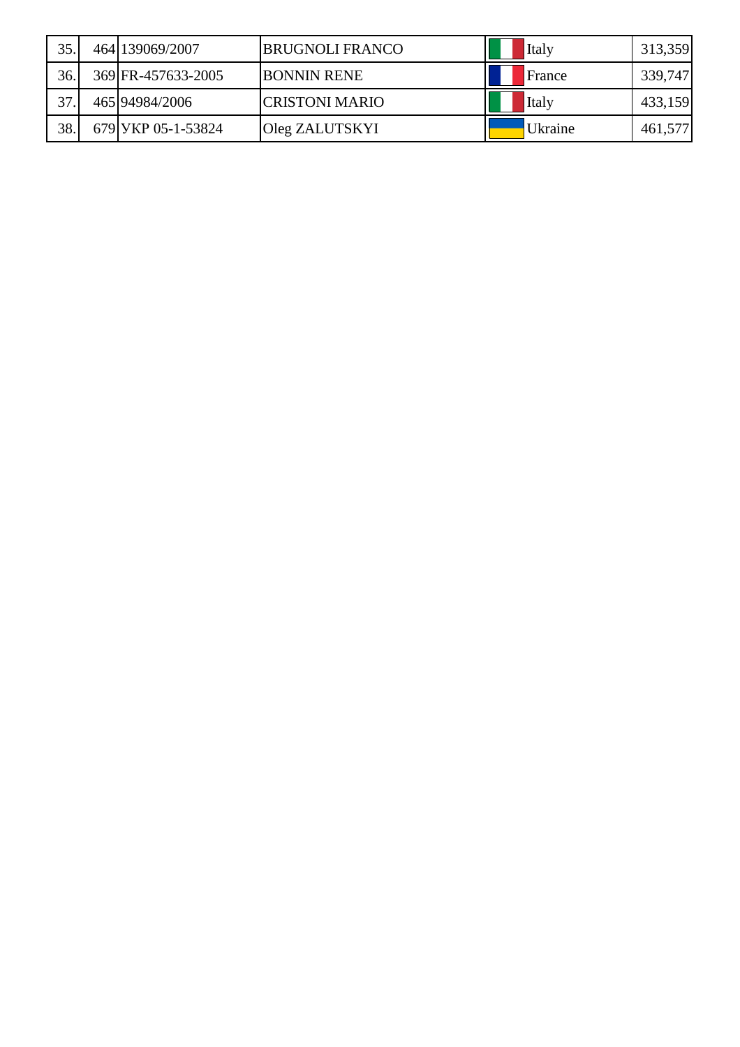| | | | | | |
|---|---|---|---|---|---|
| 35. | 464 | 139069/2007 | BRUGNOLI FRANCO | Italy | 313,359 |
| 36. | 369 | FR-457633-2005 | BONNIN RENE | France | 339,747 |
| 37. | 465 | 94984/2006 | CRISTONI MARIO | Italy | 433,159 |
| 38. | 679 | УКР 05-1-53824 | Oleg ZALUTSKYI | Ukraine | 461,577 |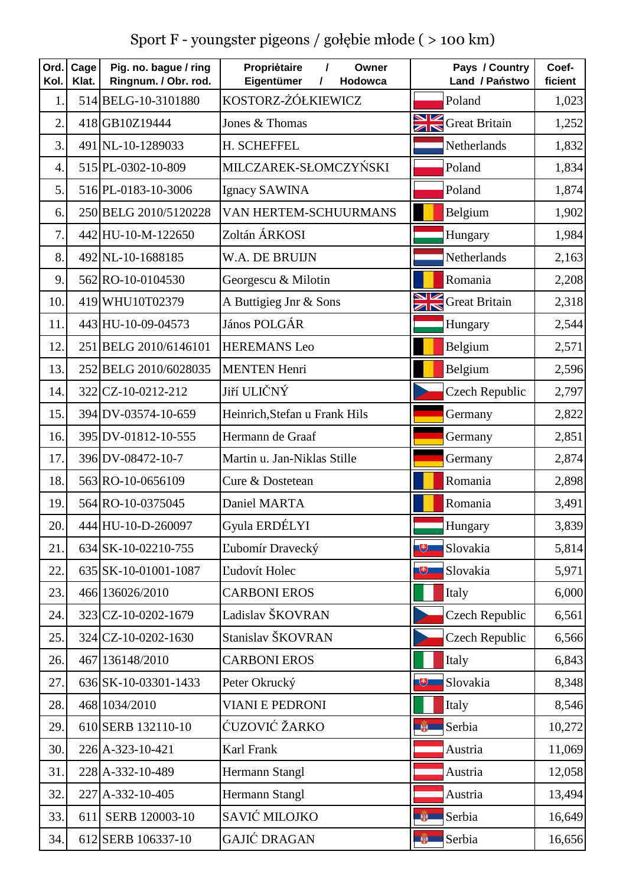# Sport F - youngster pigeons / gołębie młode ( > 100 km)

| Ord. Kol. | Cage Klat. | Pig. no. bague / ring Ringnum. / Obr. rod. | Propriètaire / Owner Eigentümer / Hodowca | Pays / Country Land / Państwo | Coef- ficient |
|---|---|---|---|---|---|
| 1. | 514 | BELG-10-3101880 | KOSTORZ-ŻÓŁKIEWICZ | Poland | 1,023 |
| 2. | 418 | GB10Z19444 | Jones & Thomas | Great Britain | 1,252 |
| 3. | 491 | NL-10-1289033 | H. SCHEFFEL | Netherlands | 1,832 |
| 4. | 515 | PL-0302-10-809 | MILCZAREK-SŁOMCZYŃSKI | Poland | 1,834 |
| 5. | 516 | PL-0183-10-3006 | Ignacy SAWINA | Poland | 1,874 |
| 6. | 250 | BELG 2010/5120228 | VAN HERTEM-SCHUURMANS | Belgium | 1,902 |
| 7. | 442 | HU-10-M-122650 | Zoltán ÁRKOSI | Hungary | 1,984 |
| 8. | 492 | NL-10-1688185 | W.A. DE BRUIJN | Netherlands | 2,163 |
| 9. | 562 | RO-10-0104530 | Georgescu & Milotin | Romania | 2,208 |
| 10. | 419 | WHU10T02379 | A Buttigieg Jnr & Sons | Great Britain | 2,318 |
| 11. | 443 | HU-10-09-04573 | János POLGÁR | Hungary | 2,544 |
| 12. | 251 | BELG 2010/6146101 | HEREMANS Leo | Belgium | 2,571 |
| 13. | 252 | BELG 2010/6028035 | MENTEN Henri | Belgium | 2,596 |
| 14. | 322 | CZ-10-0212-212 | Jiří ULIČNÝ | Czech Republic | 2,797 |
| 15. | 394 | DV-03574-10-659 | Heinrich,Stefan u Frank Hils | Germany | 2,822 |
| 16. | 395 | DV-01812-10-555 | Hermann de Graaf | Germany | 2,851 |
| 17. | 396 | DV-08472-10-7 | Martin u. Jan-Niklas Stille | Germany | 2,874 |
| 18. | 563 | RO-10-0656109 | Cure & Dostetean | Romania | 2,898 |
| 19. | 564 | RO-10-0375045 | Daniel MARTA | Romania | 3,491 |
| 20. | 444 | HU-10-D-260097 | Gyula ERDÉLYI | Hungary | 3,839 |
| 21. | 634 | SK-10-02210-755 | Ľubomír Dravecký | Slovakia | 5,814 |
| 22. | 635 | SK-10-01001-1087 | Ľudovít Holec | Slovakia | 5,971 |
| 23. | 466 | 136026/2010 | CARBONI EROS | Italy | 6,000 |
| 24. | 323 | CZ-10-0202-1679 | Ladislav ŠKOVRAN | Czech Republic | 6,561 |
| 25. | 324 | CZ-10-0202-1630 | Stanislav ŠKOVRAN | Czech Republic | 6,566 |
| 26. | 467 | 136148/2010 | CARBONI EROS | Italy | 6,843 |
| 27. | 636 | SK-10-03301-1433 | Peter Okrucký | Slovakia | 8,348 |
| 28. | 468 | 1034/2010 | VIANI E PEDRONI | Italy | 8,546 |
| 29. | 610 | SERB 132110-10 | ĆUZOVIĆ ŽARKO | Serbia | 10,272 |
| 30. | 226 | A-323-10-421 | Karl Frank | Austria | 11,069 |
| 31. | 228 | A-332-10-489 | Hermann Stangl | Austria | 12,058 |
| 32. | 227 | A-332-10-405 | Hermann Stangl | Austria | 13,494 |
| 33. | 611 | SERB 120003-10 | SAVIĆ MILOJKO | Serbia | 16,649 |
| 34. | 612 | SERB 106337-10 | GAJIĆ DRAGAN | Serbia | 16,656 |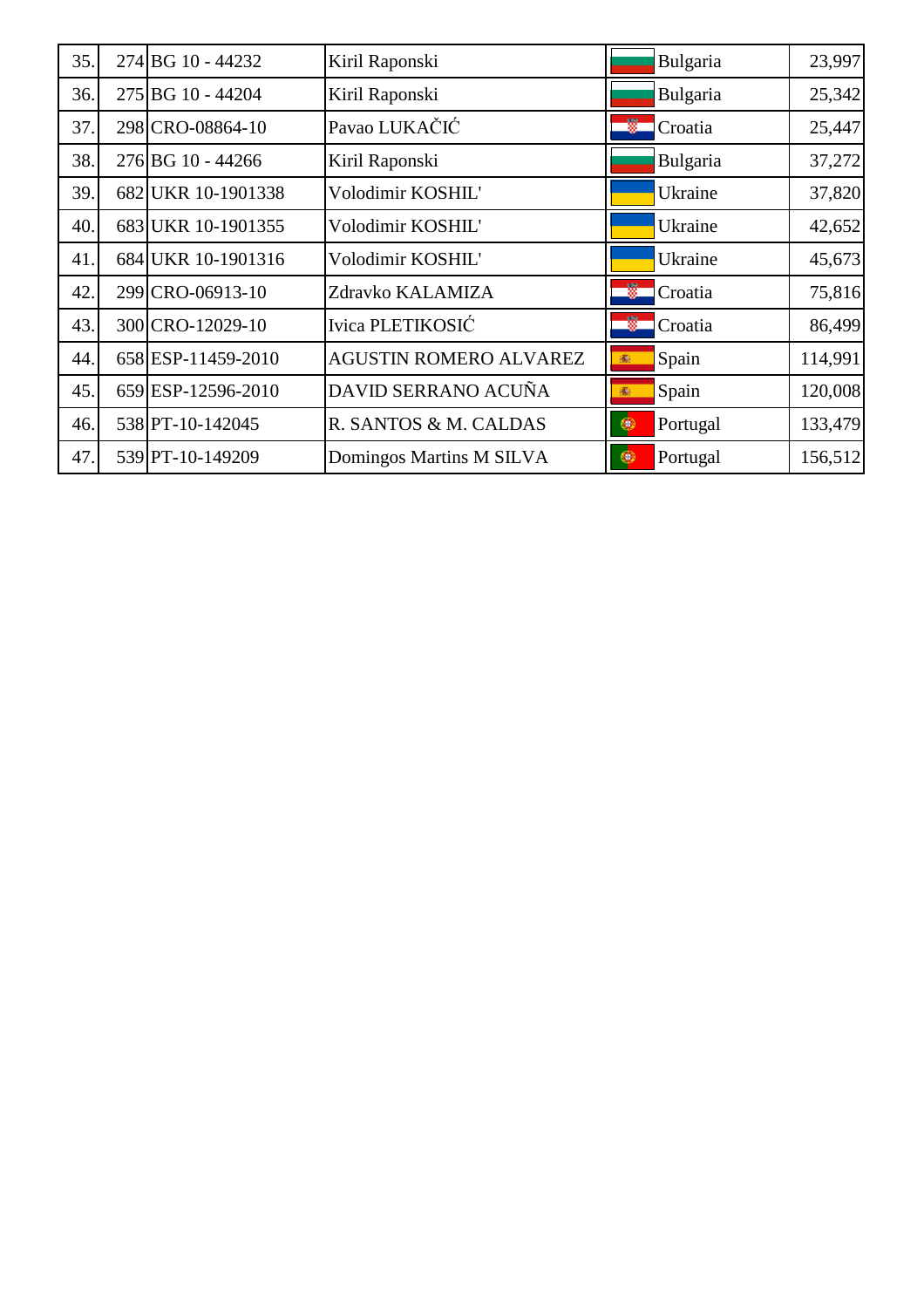| | | | | | |
|---|---|---|---|---|---|
| 35. | 274 | BG 10 - 44232 | Kiril Raponski | Bulgaria | 23,997 |
| 36. | 275 | BG 10 - 44204 | Kiril Raponski | Bulgaria | 25,342 |
| 37. | 298 | CRO-08864-10 | Pavao LUKAČIĆ | Croatia | 25,447 |
| 38. | 276 | BG 10 - 44266 | Kiril Raponski | Bulgaria | 37,272 |
| 39. | 682 | UKR 10-1901338 | Volodimir KOSHIL' | Ukraine | 37,820 |
| 40. | 683 | UKR 10-1901355 | Volodimir KOSHIL' | Ukraine | 42,652 |
| 41. | 684 | UKR 10-1901316 | Volodimir KOSHIL' | Ukraine | 45,673 |
| 42. | 299 | CRO-06913-10 | Zdravko KALAMIZA | Croatia | 75,816 |
| 43. | 300 | CRO-12029-10 | Ivica PLETIKOSIĆ | Croatia | 86,499 |
| 44. | 658 | ESP-11459-2010 | AGUSTIN ROMERO ALVAREZ | Spain | 114,991 |
| 45. | 659 | ESP-12596-2010 | DAVID SERRANO ACUÑA | Spain | 120,008 |
| 46. | 538 | PT-10-142045 | R. SANTOS & M. CALDAS | Portugal | 133,479 |
| 47. | 539 | PT-10-149209 | Domingos Martins M SILVA | Portugal | 156,512 |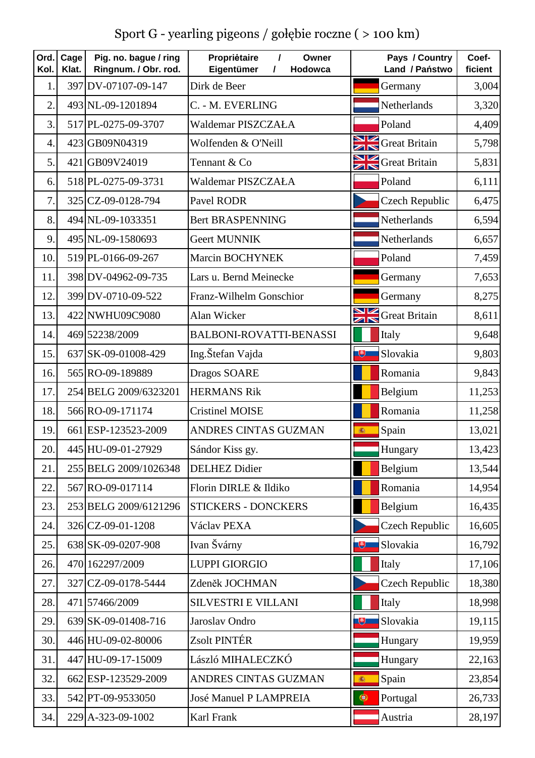# Sport G - yearling pigeons / gołębie roczne ( > 100 km)

| Ord. Kol. | Cage Klat. | Pig. no. bague / ring Ringnum. / Obr. rod. | Propriètaire / Owner Eigentümer / Hodowca | Pays / Country Land / Państwo | Coef-ficient |
|---|---|---|---|---|---|
| 1. | 397 | DV-07107-09-147 | Dirk de Beer | Germany | 3,004 |
| 2. | 493 | NL-09-1201894 | C. - M. EVERLING | Netherlands | 3,320 |
| 3. | 517 | PL-0275-09-3707 | Waldemar PISZCZAŁA | Poland | 4,409 |
| 4. | 423 | GB09N04319 | Wolfenden & O'Neill | Great Britain | 5,798 |
| 5. | 421 | GB09V24019 | Tennant & Co | Great Britain | 5,831 |
| 6. | 518 | PL-0275-09-3731 | Waldemar PISZCZAŁA | Poland | 6,111 |
| 7. | 325 | CZ-09-0128-794 | Pavel RODR | Czech Republic | 6,475 |
| 8. | 494 | NL-09-1033351 | Bert BRASPENNING | Netherlands | 6,594 |
| 9. | 495 | NL-09-1580693 | Geert MUNNIK | Netherlands | 6,657 |
| 10. | 519 | PL-0166-09-267 | Marcin BOCHYNEK | Poland | 7,459 |
| 11. | 398 | DV-04962-09-735 | Lars u. Bernd Meinecke | Germany | 7,653 |
| 12. | 399 | DV-0710-09-522 | Franz-Wilhelm Gonschior | Germany | 8,275 |
| 13. | 422 | NWHU09C9080 | Alan Wicker | Great Britain | 8,611 |
| 14. | 469 | 52238/2009 | BALBONI-ROVATTI-BENASSI | Italy | 9,648 |
| 15. | 637 | SK-09-01008-429 | Ing.Štefan Vajda | Slovakia | 9,803 |
| 16. | 565 | RO-09-189889 | Dragos SOARE | Romania | 9,843 |
| 17. | 254 | BELG 2009/6323201 | HERMANS Rik | Belgium | 11,253 |
| 18. | 566 | RO-09-171174 | Cristinel MOISE | Romania | 11,258 |
| 19. | 661 | ESP-123523-2009 | ANDRES CINTAS GUZMAN | Spain | 13,021 |
| 20. | 445 | HU-09-01-27929 | Sándor Kiss gy. | Hungary | 13,423 |
| 21. | 255 | BELG 2009/1026348 | DELHEZ Didier | Belgium | 13,544 |
| 22. | 567 | RO-09-017114 | Florin DIRLE & Ildiko | Romania | 14,954 |
| 23. | 253 | BELG 2009/6121296 | STICKERS - DONCKERS | Belgium | 16,435 |
| 24. | 326 | CZ-09-01-1208 | Václav PEXA | Czech Republic | 16,605 |
| 25. | 638 | SK-09-0207-908 | Ivan Švárny | Slovakia | 16,792 |
| 26. | 470 | 162297/2009 | LUPPI GIORGIO | Italy | 17,106 |
| 27. | 327 | CZ-09-0178-5444 | Zdeněk JOCHMAN | Czech Republic | 18,380 |
| 28. | 471 | 57466/2009 | SILVESTRI E VILLANI | Italy | 18,998 |
| 29. | 639 | SK-09-01408-716 | Jaroslav Ondro | Slovakia | 19,115 |
| 30. | 446 | HU-09-02-80006 | Zsolt PINTÉR | Hungary | 19,959 |
| 31. | 447 | HU-09-17-15009 | László MIHALECZKÓ | Hungary | 22,163 |
| 32. | 662 | ESP-123529-2009 | ANDRES CINTAS GUZMAN | Spain | 23,854 |
| 33. | 542 | PT-09-9533050 | José Manuel P LAMPREIA | Portugal | 26,733 |
| 34. | 229 | A-323-09-1002 | Karl Frank | Austria | 28,197 |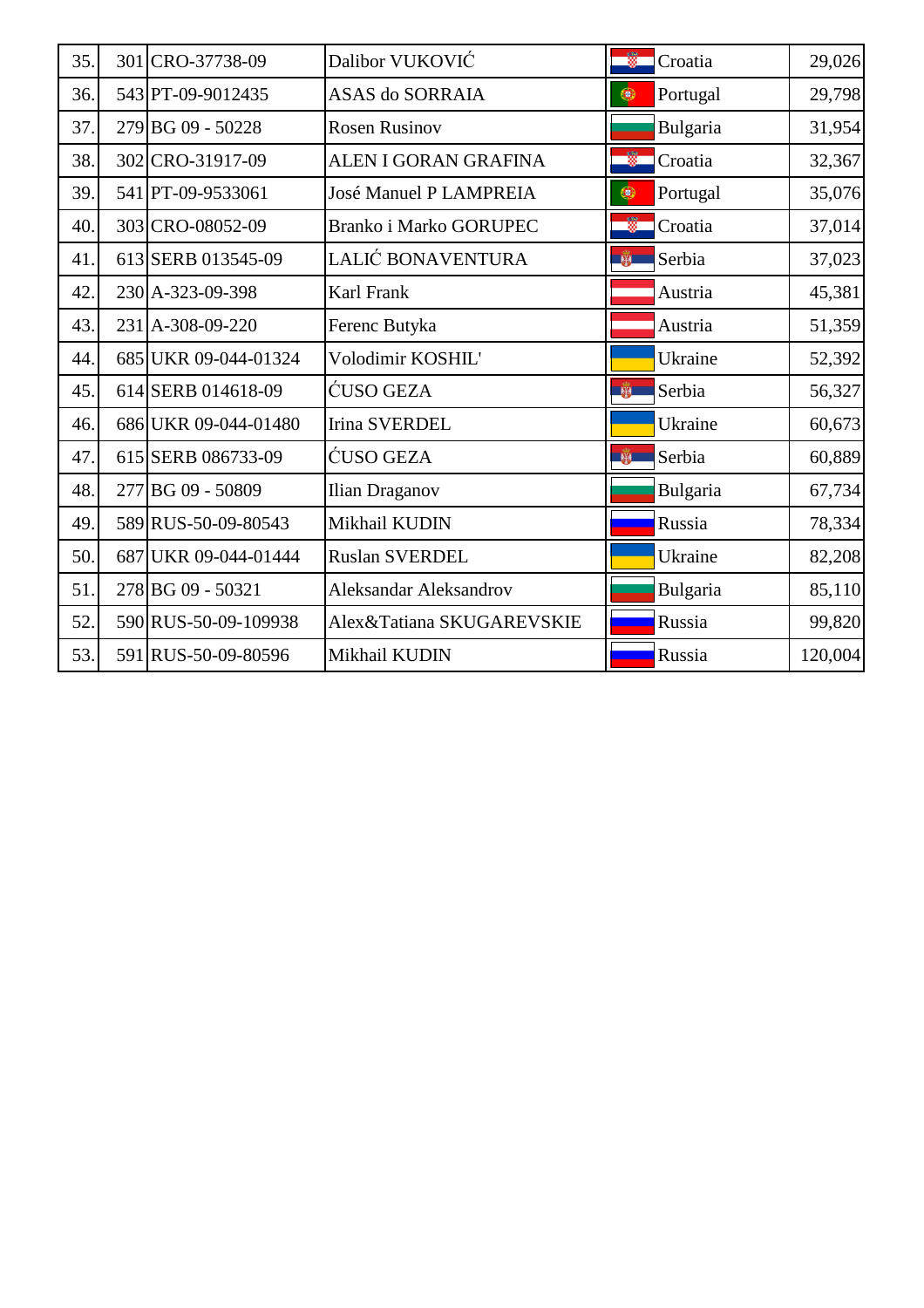| | | | | | |
|---|---|---|---|---|---|
| 35. | 301 | CRO-37738-09 | Dalibor VUKOVIĆ | Croatia | 29,026 |
| 36. | 543 | PT-09-9012435 | ASAS do SORRAIA | Portugal | 29,798 |
| 37. | 279 | BG 09 - 50228 | Rosen Rusinov | Bulgaria | 31,954 |
| 38. | 302 | CRO-31917-09 | ALEN I GORAN GRAFINA | Croatia | 32,367 |
| 39. | 541 | PT-09-9533061 | José Manuel P LAMPREIA | Portugal | 35,076 |
| 40. | 303 | CRO-08052-09 | Branko i Marko GORUPEC | Croatia | 37,014 |
| 41. | 613 | SERB 013545-09 | LALIĆ BONAVENTURA | Serbia | 37,023 |
| 42. | 230 | A-323-09-398 | Karl Frank | Austria | 45,381 |
| 43. | 231 | A-308-09-220 | Ferenc Butyka | Austria | 51,359 |
| 44. | 685 | UKR 09-044-01324 | Volodimir KOSHIL' | Ukraine | 52,392 |
| 45. | 614 | SERB 014618-09 | ĆUSO GEZA | Serbia | 56,327 |
| 46. | 686 | UKR 09-044-01480 | Irina SVERDEL | Ukraine | 60,673 |
| 47. | 615 | SERB 086733-09 | ĆUSO GEZA | Serbia | 60,889 |
| 48. | 277 | BG 09 - 50809 | Ilian Draganov | Bulgaria | 67,734 |
| 49. | 589 | RUS-50-09-80543 | Mikhail KUDIN | Russia | 78,334 |
| 50. | 687 | UKR 09-044-01444 | Ruslan SVERDEL | Ukraine | 82,208 |
| 51. | 278 | BG 09 - 50321 | Aleksandar Aleksandrov | Bulgaria | 85,110 |
| 52. | 590 | RUS-50-09-109938 | Alex&Tatiana SKUGAREVSKIE | Russia | 99,820 |
| 53. | 591 | RUS-50-09-80596 | Mikhail KUDIN | Russia | 120,004 |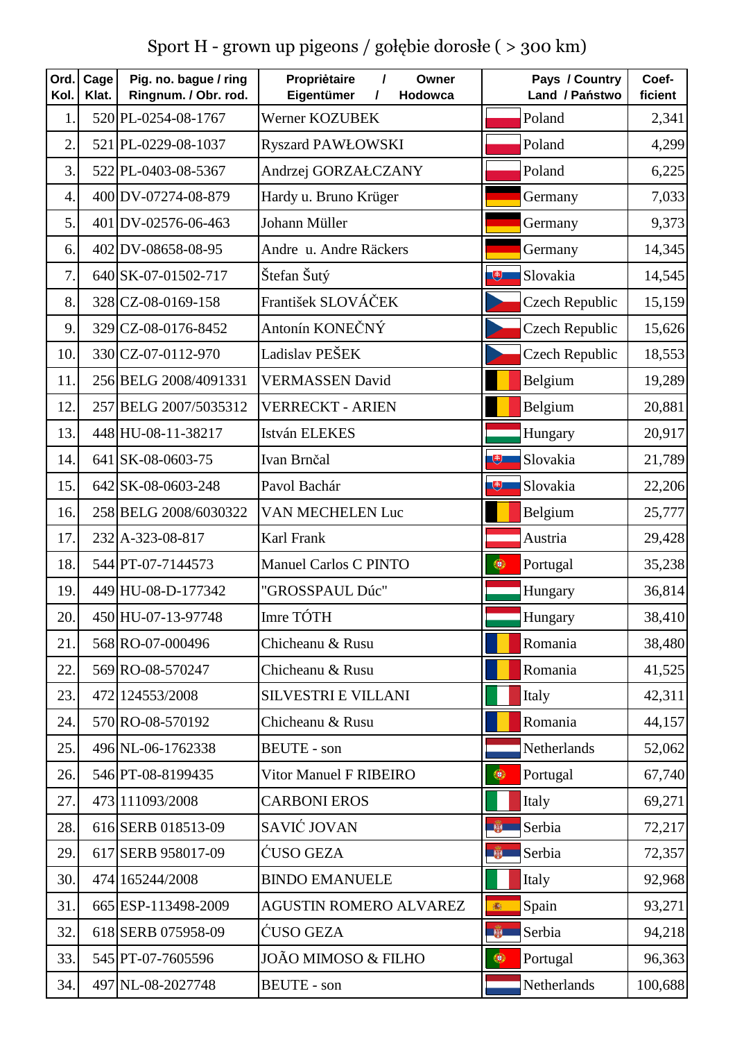# Sport H - grown up pigeons / gołębie dorosłe ( > 300 km)

| Ord. Kol. | Cage Klat. | Pig. no. bague / ring Ringnum. / Obr. rod. | Propriètaire / Owner Eigentümer / Hodowca | Pays / Country Land / Państwo | Coef-ficient |
|---|---|---|---|---|---|
| 1. | 520 | PL-0254-08-1767 | Werner KOZUBEK | Poland | 2,341 |
| 2. | 521 | PL-0229-08-1037 | Ryszard PAWŁOWSKI | Poland | 4,299 |
| 3. | 522 | PL-0403-08-5367 | Andrzej GORZAŁCZANY | Poland | 6,225 |
| 4. | 400 | DV-07274-08-879 | Hardy u. Bruno Krüger | Germany | 7,033 |
| 5. | 401 | DV-02576-06-463 | Johann Müller | Germany | 9,373 |
| 6. | 402 | DV-08658-08-95 | Andre u. Andre Räckers | Germany | 14,345 |
| 7. | 640 | SK-07-01502-717 | Štefan Šutý | Slovakia | 14,545 |
| 8. | 328 | CZ-08-0169-158 | František SLOVÁČEK | Czech Republic | 15,159 |
| 9. | 329 | CZ-08-0176-8452 | Antonín KONEČNÝ | Czech Republic | 15,626 |
| 10. | 330 | CZ-07-0112-970 | Ladislav PEŠEK | Czech Republic | 18,553 |
| 11. | 256 | BELG 2008/4091331 | VERMASSEN David | Belgium | 19,289 |
| 12. | 257 | BELG 2007/5035312 | VERRECKT - ARIEN | Belgium | 20,881 |
| 13. | 448 | HU-08-11-38217 | István ELEKES | Hungary | 20,917 |
| 14. | 641 | SK-08-0603-75 | Ivan Brnčal | Slovakia | 21,789 |
| 15. | 642 | SK-08-0603-248 | Pavol Bachár | Slovakia | 22,206 |
| 16. | 258 | BELG 2008/6030322 | VAN MECHELEN Luc | Belgium | 25,777 |
| 17. | 232 | A-323-08-817 | Karl Frank | Austria | 29,428 |
| 18. | 544 | PT-07-7144573 | Manuel Carlos C PINTO | Portugal | 35,238 |
| 19. | 449 | HU-08-D-177342 | "GROSSPAUL Dúc" | Hungary | 36,814 |
| 20. | 450 | HU-07-13-97748 | Imre TÓTH | Hungary | 38,410 |
| 21. | 568 | RO-07-000496 | Chicheanu & Rusu | Romania | 38,480 |
| 22. | 569 | RO-08-570247 | Chicheanu & Rusu | Romania | 41,525 |
| 23. | 472 | 124553/2008 | SILVESTRI E VILLANI | Italy | 42,311 |
| 24. | 570 | RO-08-570192 | Chicheanu & Rusu | Romania | 44,157 |
| 25. | 496 | NL-06-1762338 | BEUTE - son | Netherlands | 52,062 |
| 26. | 546 | PT-08-8199435 | Vitor Manuel F RIBEIRO | Portugal | 67,740 |
| 27. | 473 | 111093/2008 | CARBONI EROS | Italy | 69,271 |
| 28. | 616 | SERB 018513-09 | SAVIĆ JOVAN | Serbia | 72,217 |
| 29. | 617 | SERB 958017-09 | ĆUSO GEZA | Serbia | 72,357 |
| 30. | 474 | 165244/2008 | BINDO EMANUELE | Italy | 92,968 |
| 31. | 665 | ESP-113498-2009 | AGUSTIN ROMERO ALVAREZ | Spain | 93,271 |
| 32. | 618 | SERB 075958-09 | ĆUSO GEZA | Serbia | 94,218 |
| 33. | 545 | PT-07-7605596 | JOÃO MIMOSO & FILHO | Portugal | 96,363 |
| 34. | 497 | NL-08-2027748 | BEUTE - son | Netherlands | 100,688 |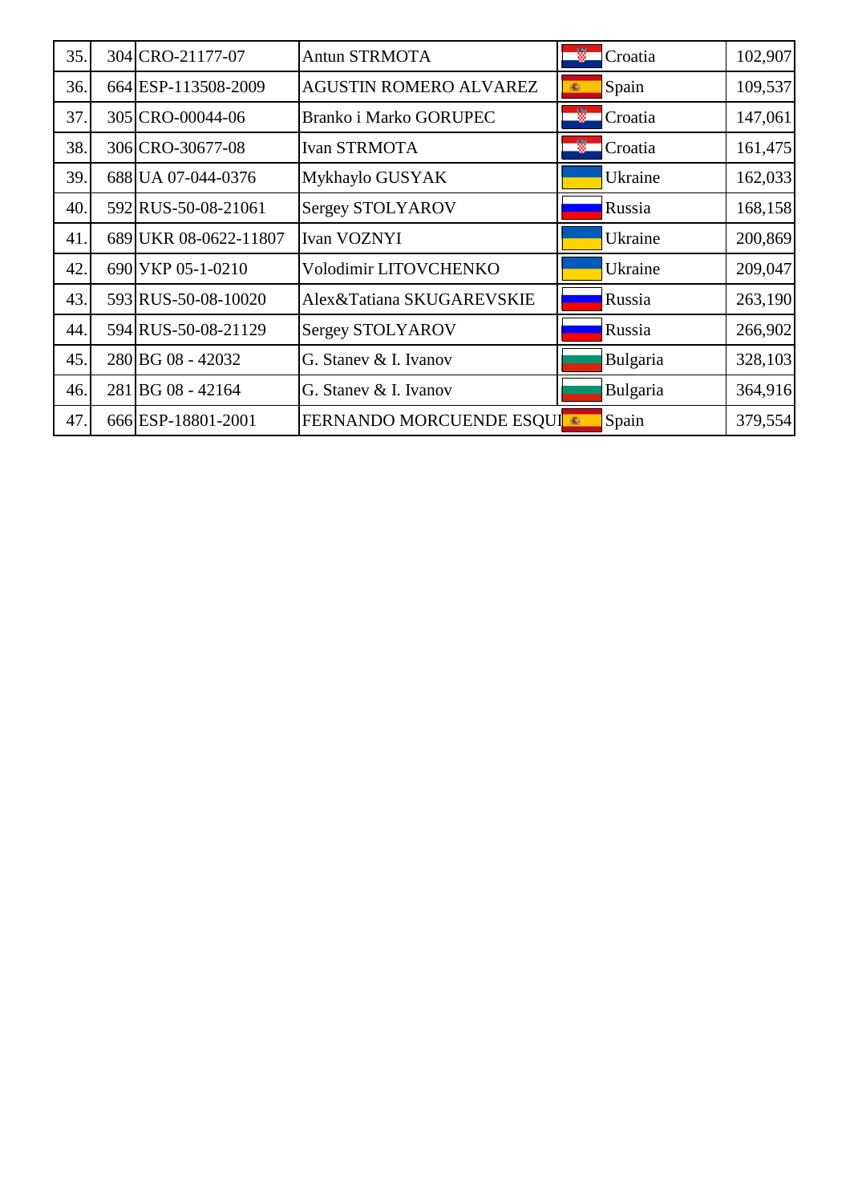| 35. | 304 | CRO-21177-07 | Antun STRMOTA | Croatia | 102,907 |
|---|---|---|---|---|---|
| 36. | 664 | ESP-113508-2009 | AGUSTIN ROMERO ALVAREZ | Spain | 109,537 |
| 37. | 305 | CRO-00044-06 | Branko i Marko GORUPEC | Croatia | 147,061 |
| 38. | 306 | CRO-30677-08 | Ivan STRMOTA | Croatia | 161,475 |
| 39. | 688 | UA 07-044-0376 | Mykhaylo GUSYAK | Ukraine | 162,033 |
| 40. | 592 | RUS-50-08-21061 | Sergey STOLYAROV | Russia | 168,158 |
| 41. | 689 | UKR 08-0622-11807 | Ivan VOZNYI | Ukraine | 200,869 |
| 42. | 690 | УКР 05-1-0210 | Volodimir LITOVCHENKO | Ukraine | 209,047 |
| 43. | 593 | RUS-50-08-10020 | Alex&Tatiana SKUGAREVSKIE | Russia | 263,190 |
| 44. | 594 | RUS-50-08-21129 | Sergey STOLYAROV | Russia | 266,902 |
| 45. | 280 | BG 08 - 42032 | G. Stanev & I. Ivanov | Bulgaria | 328,103 |
| 46. | 281 | BG 08 - 42164 | G. Stanev & I. Ivanov | Bulgaria | 364,916 |
| 47. | 666 | ESP-18801-2001 | FERNANDO MORCUENDE ESQUI | Spain | 379,554 |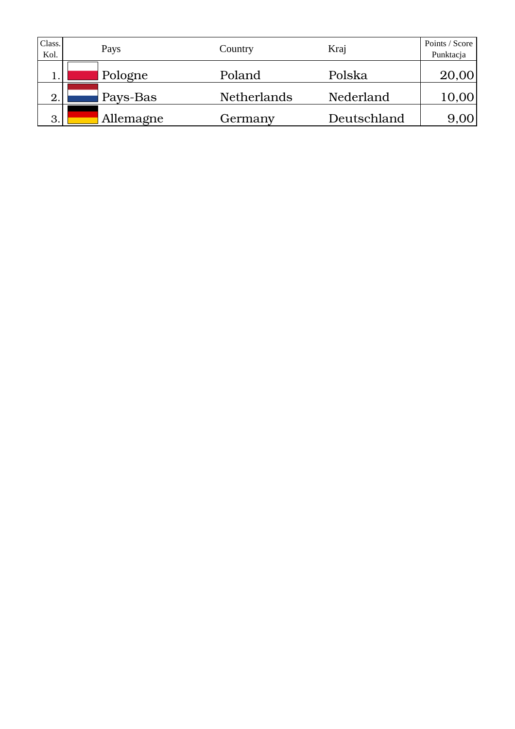| Class. Kol. | Pays | Country | Kraj | Points / Score Punktacja |
|---|---|---|---|---|
| 1. | Pologne | Poland | Polska | 20,00 |
| 2. | Pays-Bas | Netherlands | Nederland | 10,00 |
| 3. | Allemagne | Germany | Deutschland | 9,00 |